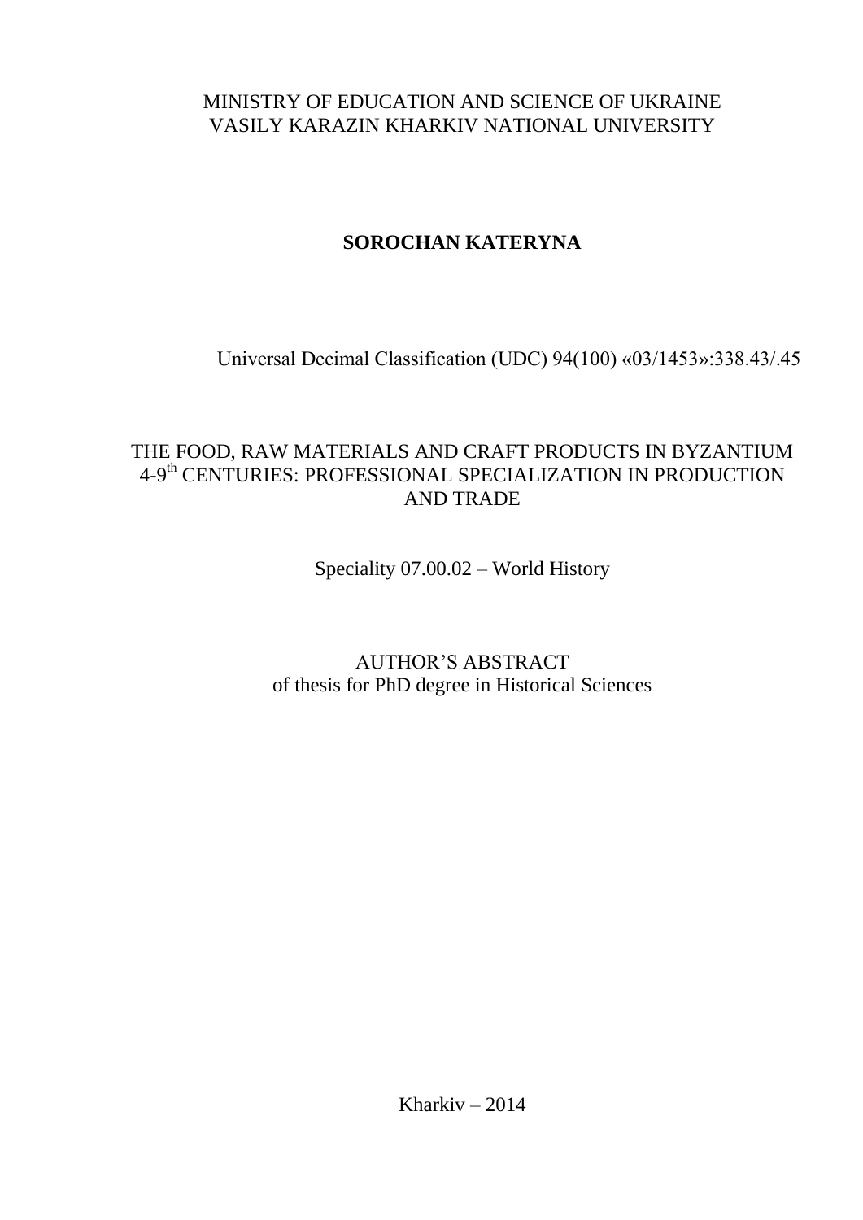MINISTRY OF EDUCATION AND SCIENCE OF UKRAINE
VASILY KARAZIN KHARKIV NATIONAL UNIVERSITY

**SOROCHAN KATERYNA**

Universal Decimal Classification (UDC) 94(100) «03/1453»:338.43/.45

# THE FOOD, RAW MATERIALS AND CRAFT PRODUCTS IN BYZANTIUM 4-9th CENTURIES: PROFESSIONAL SPECIALIZATION IN PRODUCTION AND TRADE

Speciality 07.00.02 – World History

AUTHOR'S ABSTRACT
of thesis for PhD degree in Historical Sciences

Kharkiv – 2014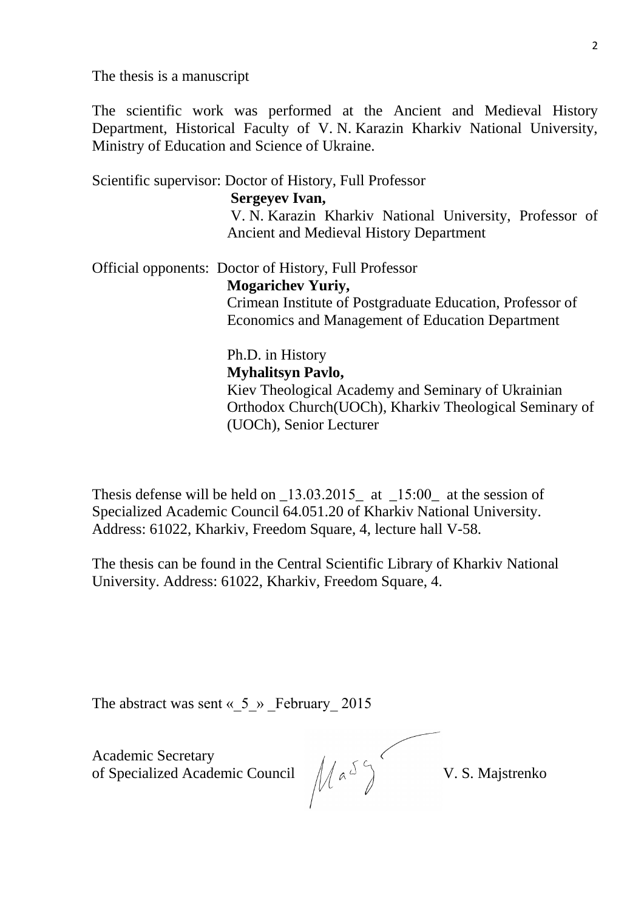The thesis is a manuscript

The scientific work was performed at the Ancient and Medieval History Department, Historical Faculty of V. N. Karazin Kharkiv National University, Ministry of Education and Science of Ukraine.

Scientific supervisor: Doctor of History, Full Professor
**Sergeyev Ivan,**
V. N. Karazin Kharkiv National University, Professor of Ancient and Medieval History Department

Official opponents: Doctor of History, Full Professor
**Mogarichev Yuriy,**
Crimean Institute of Postgraduate Education, Professor of Economics and Management of Education Department

Ph.D. in History
**Myhalitsyn Pavlo,**
Kiev Theological Academy and Seminary of Ukrainian Orthodox Church(UOCh), Kharkiv Theological Seminary of (UOCh), Senior Lecturer

Thesis defense will be held on _13.03.2015_ at _15:00_ at the session of Specialized Academic Council 64.051.20 of Kharkiv National University. Address: 61022, Kharkiv, Freedom Square, 4, lecture hall V-58.

The thesis can be found in the Central Scientific Library of Kharkiv National University. Address: 61022, Kharkiv, Freedom Square, 4.

The abstract was sent «_5_» _February_ 2015

Academic Secretary
of Specialized Academic Council V. S. Majstrenko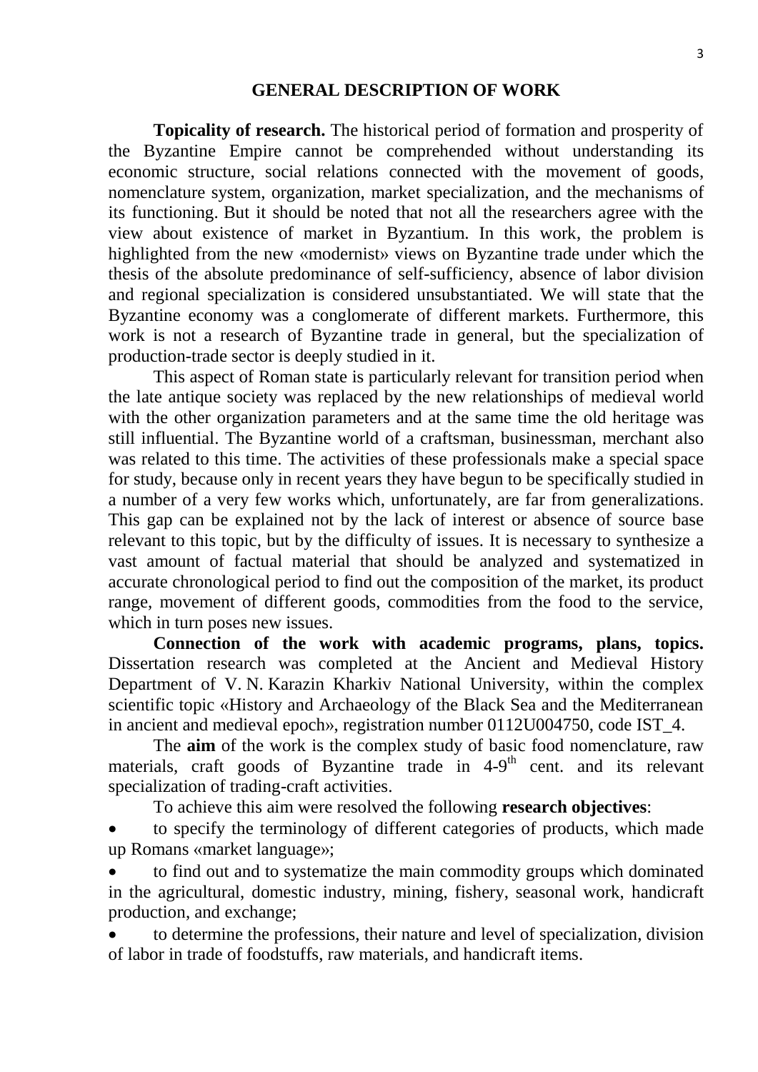## GENERAL DESCRIPTION OF WORK

**Topicality of research.** The historical period of formation and prosperity of the Byzantine Empire cannot be comprehended without understanding its economic structure, social relations connected with the movement of goods, nomenclature system, organization, market specialization, and the mechanisms of its functioning. But it should be noted that not all the researchers agree with the view about existence of market in Byzantium. In this work, the problem is highlighted from the new «modernist» views on Byzantine trade under which the thesis of the absolute predominance of self-sufficiency, absence of labor division and regional specialization is considered unsubstantiated. We will state that the Byzantine economy was a conglomerate of different markets. Furthermore, this work is not a research of Byzantine trade in general, but the specialization of production-trade sector is deeply studied in it.

This aspect of Roman state is particularly relevant for transition period when the late antique society was replaced by the new relationships of medieval world with the other organization parameters and at the same time the old heritage was still influential. The Byzantine world of a craftsman, businessman, merchant also was related to this time. The activities of these professionals make a special space for study, because only in recent years they have begun to be specifically studied in a number of a very few works which, unfortunately, are far from generalizations. This gap can be explained not by the lack of interest or absence of source base relevant to this topic, but by the difficulty of issues. It is necessary to synthesize a vast amount of factual material that should be analyzed and systematized in accurate chronological period to find out the composition of the market, its product range, movement of different goods, commodities from the food to the service, which in turn poses new issues.

**Connection of the work with academic programs, plans, topics.** Dissertation research was completed at the Ancient and Medieval History Department of V. N. Karazin Kharkiv National University, within the complex scientific topic «History and Archaeology of the Black Sea and the Mediterranean in ancient and medieval epoch», registration number 0112U004750, code IST_4.

The **aim** of the work is the complex study of basic food nomenclature, raw materials, craft goods of Byzantine trade in 4-9th cent. and its relevant specialization of trading-craft activities.

To achieve this aim were resolved the following **research objectives**:

- to specify the terminology of different categories of products, which made up Romans «market language»;
- to find out and to systematize the main commodity groups which dominated in the agricultural, domestic industry, mining, fishery, seasonal work, handicraft production, and exchange;
- to determine the professions, their nature and level of specialization, division of labor in trade of foodstuffs, raw materials, and handicraft items.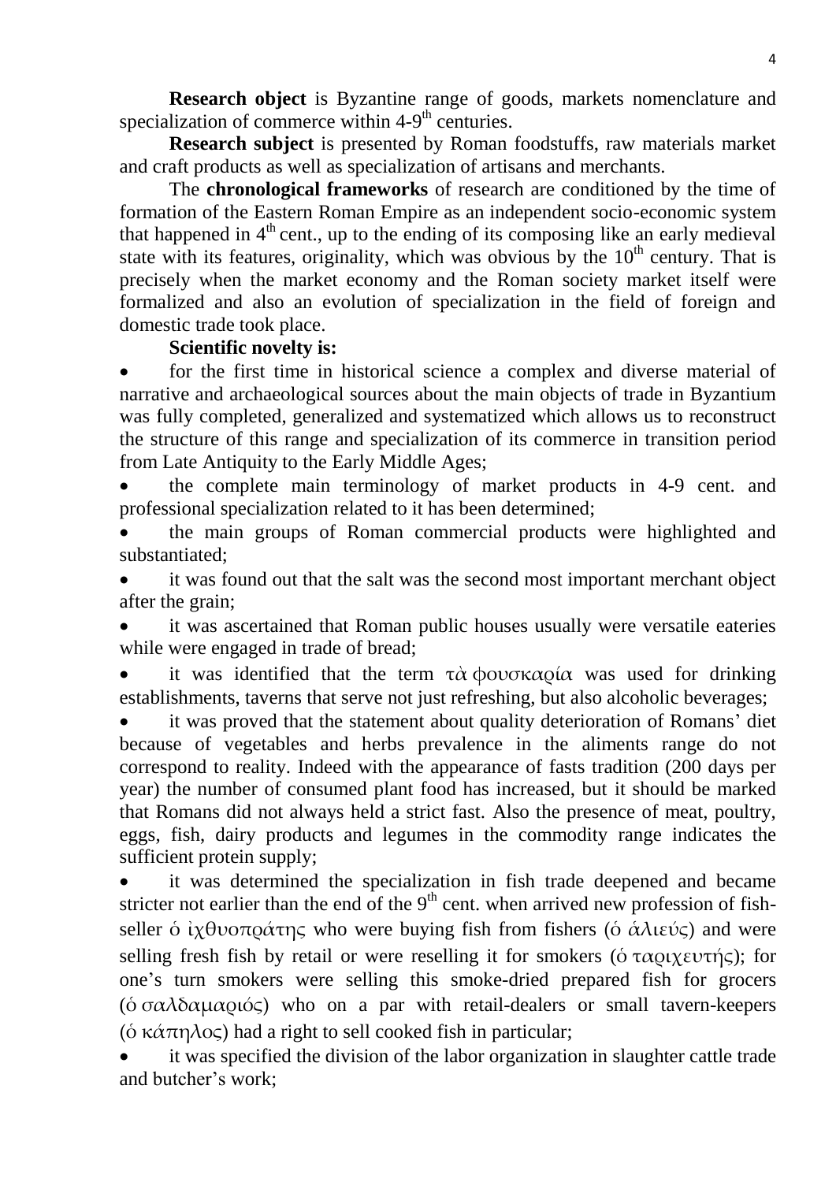**Research object** is Byzantine range of goods, markets nomenclature and specialization of commerce within 4-9th centuries.

**Research subject** is presented by Roman foodstuffs, raw materials market and craft products as well as specialization of artisans and merchants.

The **chronological frameworks** of research are conditioned by the time of formation of the Eastern Roman Empire as an independent socio-economic system that happened in 4th cent., up to the ending of its composing like an early medieval state with its features, originality, which was obvious by the 10th century. That is precisely when the market economy and the Roman society market itself were formalized and also an evolution of specialization in the field of foreign and domestic trade took place.

**Scientific novelty is:**

- for the first time in historical science a complex and diverse material of narrative and archaeological sources about the main objects of trade in Byzantium was fully completed, generalized and systematized which allows us to reconstruct the structure of this range and specialization of its commerce in transition period from Late Antiquity to the Early Middle Ages;
- the complete main terminology of market products in 4-9 cent. and professional specialization related to it has been determined;
- the main groups of Roman commercial products were highlighted and substantiated;
- it was found out that the salt was the second most important merchant object after the grain;
- it was ascertained that Roman public houses usually were versatile eateries while were engaged in trade of bread;
- it was identified that the term τὰ φουσκαρία was used for drinking establishments, taverns that serve not just refreshing, but also alcoholic beverages;
- it was proved that the statement about quality deterioration of Romans' diet because of vegetables and herbs prevalence in the aliments range do not correspond to reality. Indeed with the appearance of fasts tradition (200 days per year) the number of consumed plant food has increased, but it should be marked that Romans did not always held a strict fast. Also the presence of meat, poultry, eggs, fish, dairy products and legumes in the commodity range indicates the sufficient protein supply;
- it was determined the specialization in fish trade deepened and became stricter not earlier than the end of the 9th cent. when arrived new profession of fish-seller ὁ ἰχθυοπράτης who were buying fish from fishers (ὁ ἁλιεύς) and were selling fresh fish by retail or were reselling it for smokers (ὁ ταριχευτής); for one's turn smokers were selling this smoke-dried prepared fish for grocers (ὁ σαλδαμαριός) who on a par with retail-dealers or small tavern-keepers (ὁ κάπηλος) had a right to sell cooked fish in particular;
- it was specified the division of the labor organization in slaughter cattle trade and butcher's work;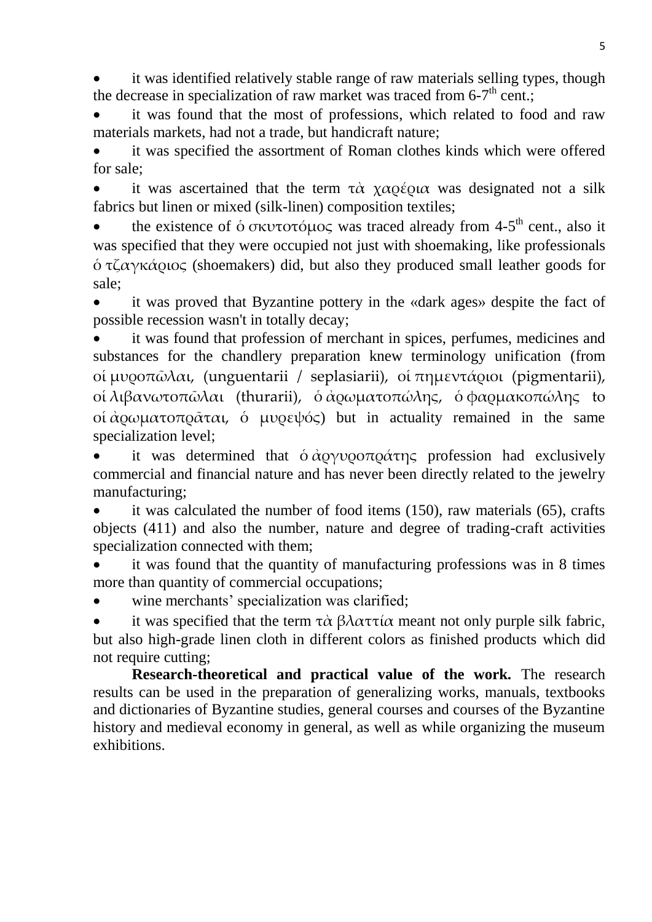- it was identified relatively stable range of raw materials selling types, though the decrease in specialization of raw market was traced from 6-7th cent.;
- it was found that the most of professions, which related to food and raw materials markets, had not a trade, but handicraft nature;
- it was specified the assortment of Roman clothes kinds which were offered for sale;
- it was ascertained that the term τὰ χαρέρια was designated not a silk fabrics but linen or mixed (silk-linen) composition textiles;
- the existence of ὁ σκυτοτόμος was traced already from 4-5th cent., also it was specified that they were occupied not just with shoemaking, like professionals ὁ τζαγκάριος (shoemakers) did, but also they produced small leather goods for sale;
- it was proved that Byzantine pottery in the «dark ages» despite the fact of possible recession wasn't in totally decay;
- it was found that profession of merchant in spices, perfumes, medicines and substances for the chandlery preparation knew terminology unification (from οἱ μυροπῶλαι, (unguentarii / seplasiarii), οἱ πημεντάριοι (pigmentarii), οἱ λιβανωτοπῶλαι (thurarii), ὁ ἀρωματοπώλης, ὁ φαρμακοπώλης to οἱ ἀρωματοπρᾶται, ὁ μυρεψός) but in actuality remained in the same specialization level;
- it was determined that ὁ ἀργυροπράτης profession had exclusively commercial and financial nature and has never been directly related to the jewelry manufacturing;
- it was calculated the number of food items (150), raw materials (65), crafts objects (411) and also the number, nature and degree of trading-craft activities specialization connected with them;
- it was found that the quantity of manufacturing professions was in 8 times more than quantity of commercial occupations;
- wine merchants' specialization was clarified;
- it was specified that the term τὰ βλαττία meant not only purple silk fabric, but also high-grade linen cloth in different colors as finished products which did not require cutting;

**Research-theoretical and practical value of the work.** The research results can be used in the preparation of generalizing works, manuals, textbooks and dictionaries of Byzantine studies, general courses and courses of the Byzantine history and medieval economy in general, as well as while organizing the museum exhibitions.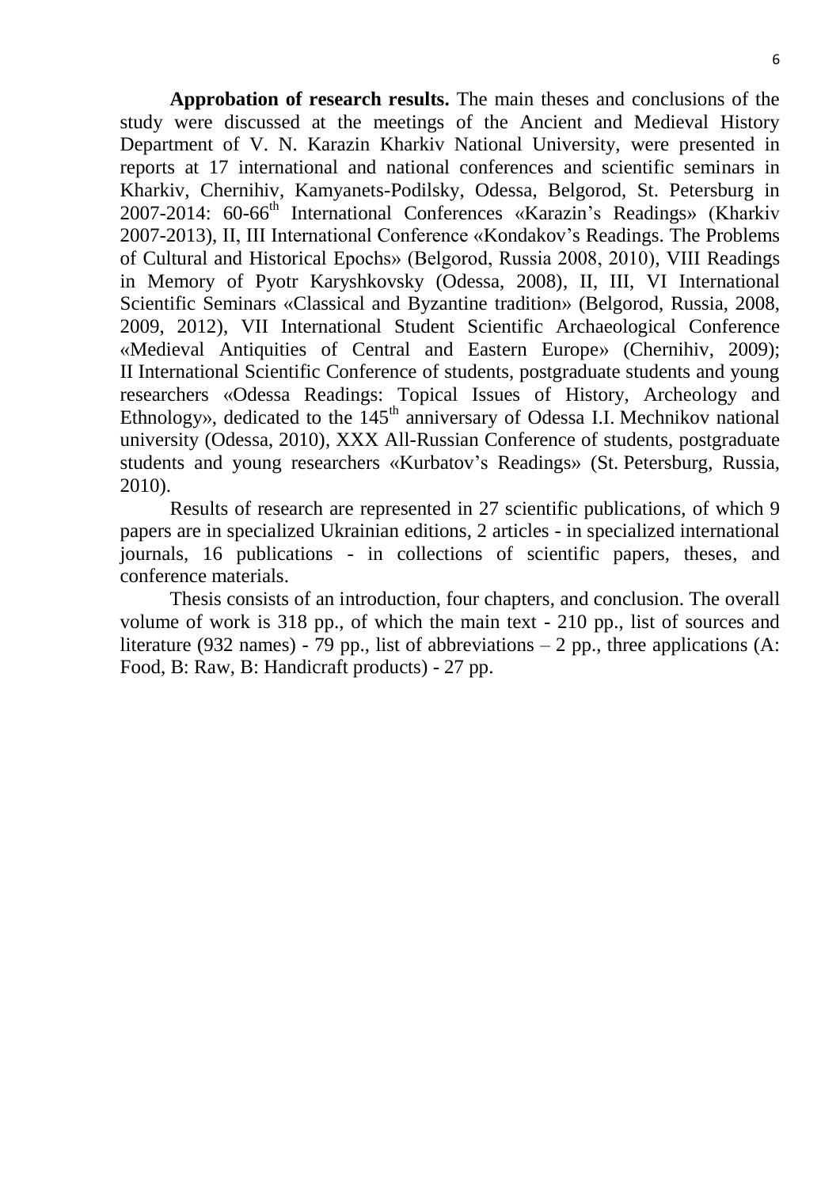**Approbation of research results.** The main theses and conclusions of the study were discussed at the meetings of the Ancient and Medieval History Department of V. N. Karazin Kharkiv National University, were presented in reports at 17 international and national conferences and scientific seminars in Kharkiv, Chernihiv, Kamyanets-Podilsky, Odessa, Belgorod, St. Petersburg in 2007-2014: 60-66th International Conferences «Karazin's Readings» (Kharkiv 2007-2013), II, III International Conference «Kondakov's Readings. The Problems of Cultural and Historical Epochs» (Belgorod, Russia 2008, 2010), VIII Readings in Memory of Pyotr Karyshkovsky (Odessa, 2008), II, III, VI International Scientific Seminars «Classical and Byzantine tradition» (Belgorod, Russia, 2008, 2009, 2012), VII International Student Scientific Archaeological Conference «Medieval Antiquities of Central and Eastern Europe» (Chernihiv, 2009); II International Scientific Conference of students, postgraduate students and young researchers «Odessa Readings: Topical Issues of History, Archeology and Ethnology», dedicated to the 145th anniversary of Odessa I.I. Mechnikov national university (Odessa, 2010), XXX All-Russian Conference of students, postgraduate students and young researchers «Kurbatov's Readings» (St. Petersburg, Russia, 2010).

Results of research are represented in 27 scientific publications, of which 9 papers are in specialized Ukrainian editions, 2 articles - in specialized international journals, 16 publications - in collections of scientific papers, theses, and conference materials.

Thesis consists of an introduction, four chapters, and conclusion. The overall volume of work is 318 pp., of which the main text - 210 pp., list of sources and literature (932 names) - 79 pp., list of abbreviations – 2 pp., three applications (A: Food, B: Raw, B: Handicraft products) - 27 pp.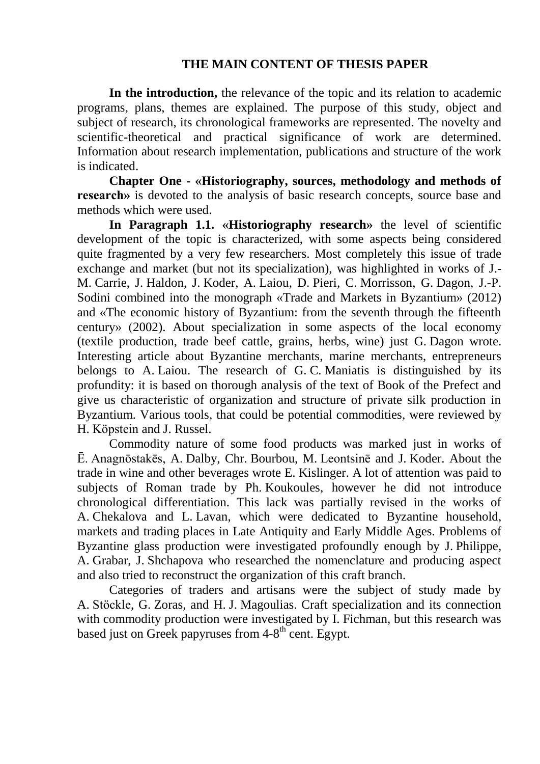## THE MAIN CONTENT OF THESIS PAPER

**In the introduction,** the relevance of the topic and its relation to academic programs, plans, themes are explained. The purpose of this study, object and subject of research, its chronological frameworks are represented. The novelty and scientific-theoretical and practical significance of work are determined. Information about research implementation, publications and structure of the work is indicated.

**Chapter One - «Historiography, sources, methodology and methods of research»** is devoted to the analysis of basic research concepts, source base and methods which were used.

**In Paragraph 1.1. «Historiography research»** the level of scientific development of the topic is characterized, with some aspects being considered quite fragmented by a very few researchers. Most completely this issue of trade exchange and market (but not its specialization), was highlighted in works of J.-M. Carrie, J. Haldon, J. Koder, A. Laiou, D. Pieri, C. Morrisson, G. Dagon, J.-P. Sodini combined into the monograph «Trade and Markets in Byzantium» (2012) and «The economic history of Byzantium: from the seventh through the fifteenth century» (2002). About specialization in some aspects of the local economy (textile production, trade beef cattle, grains, herbs, wine) just G. Dagon wrote. Interesting article about Byzantine merchants, marine merchants, entrepreneurs belongs to A. Laiou. The research of G. C. Maniatis is distinguished by its profundity: it is based on thorough analysis of the text of Book of the Prefect and give us characteristic of organization and structure of private silk production in Byzantium. Various tools, that could be potential commodities, were reviewed by H. Köpstein and J. Russel.

Commodity nature of some food products was marked just in works of Ē. Anagnōstakēs, A. Dalby, Chr. Bourbou, M. Leontsinē and J. Koder. About the trade in wine and other beverages wrote E. Kislinger. A lot of attention was paid to subjects of Roman trade by Ph. Koukoules, however he did not introduce chronological differentiation. This lack was partially revised in the works of A. Chekalova and L. Lavan, which were dedicated to Byzantine household, markets and trading places in Late Antiquity and Early Middle Ages. Problems of Byzantine glass production were investigated profoundly enough by J. Philippe, A. Grabar, J. Shchapova who researched the nomenclature and producing aspect and also tried to reconstruct the organization of this craft branch.

Categories of traders and artisans were the subject of study made by A. Stöckle, G. Zoras, and H. J. Magoulias. Craft specialization and its connection with commodity production were investigated by I. Fichman, but this research was based just on Greek papyruses from 4-8th cent. Egypt.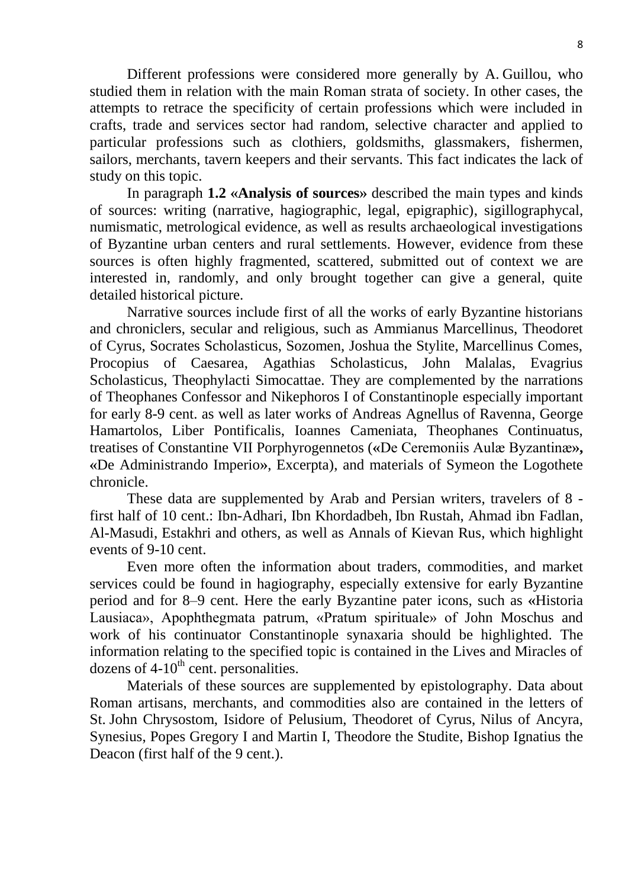Different professions were considered more generally by A. Guillou, who studied them in relation with the main Roman strata of society. In other cases, the attempts to retrace the specificity of certain professions which were included in crafts, trade and services sector had random, selective character and applied to particular professions such as clothiers, goldsmiths, glassmakers, fishermen, sailors, merchants, tavern keepers and their servants. This fact indicates the lack of study on this topic.

In paragraph **1.2 «Analysis of sources»** described the main types and kinds of sources: writing (narrative, hagiographic, legal, epigraphic), sigillographycal, numismatic, metrological evidence, as well as results archaeological investigations of Byzantine urban centers and rural settlements. However, evidence from these sources is often highly fragmented, scattered, submitted out of context we are interested in, randomly, and only brought together can give a general, quite detailed historical picture.

Narrative sources include first of all the works of early Byzantine historians and chroniclers, secular and religious, such as Ammianus Marcellinus, Theodoret of Cyrus, Socrates Scholasticus, Sozomen, Joshua the Stylite, Marcellinus Comes, Procopius of Caesarea, Agathias Scholasticus, John Malalas, Evagrius Scholasticus, Theophylacti Simocattae. They are complemented by the narrations of Theophanes Confessor and Nikephoros I of Constantinople especially important for early 8-9 cent. as well as later works of Andreas Agnellus of Ravenna, George Hamartolos, Liber Pontificalis, Ioannes Cameniata, Theophanes Continuatus, treatises of Constantine VII Porphyrogennetos («De Ceremoniis Aulæ Byzantinæ», «De Administrando Imperio», Excerpta), and materials of Symeon the Logothete chronicle.

These data are supplemented by Arab and Persian writers, travelers of 8 - first half of 10 cent.: Ibn-Adhari, Ibn Khordadbeh, Ibn Rustah, Ahmad ibn Fadlan, Al-Masudi, Estakhri and others, as well as Annals of Kievan Rus, which highlight events of 9-10 cent.

Even more often the information about traders, commodities, and market services could be found in hagiography, especially extensive for early Byzantine period and for 8–9 cent. Here the early Byzantine pater icons, such as «Historia Lausiaca», Apophthegmata patrum, «Pratum spirituale» of John Moschus and work of his continuator Constantinople synaxaria should be highlighted. The information relating to the specified topic is contained in the Lives and Miracles of dozens of 4-10$^{th}$ cent. personalities.

Materials of these sources are supplemented by epistolography. Data about Roman artisans, merchants, and commodities also are contained in the letters of St. John Chrysostom, Isidore of Pelusium, Theodoret of Cyrus, Nilus of Ancyra, Synesius, Popes Gregory I and Martin I, Theodore the Studite, Bishop Ignatius the Deacon (first half of the 9 cent.).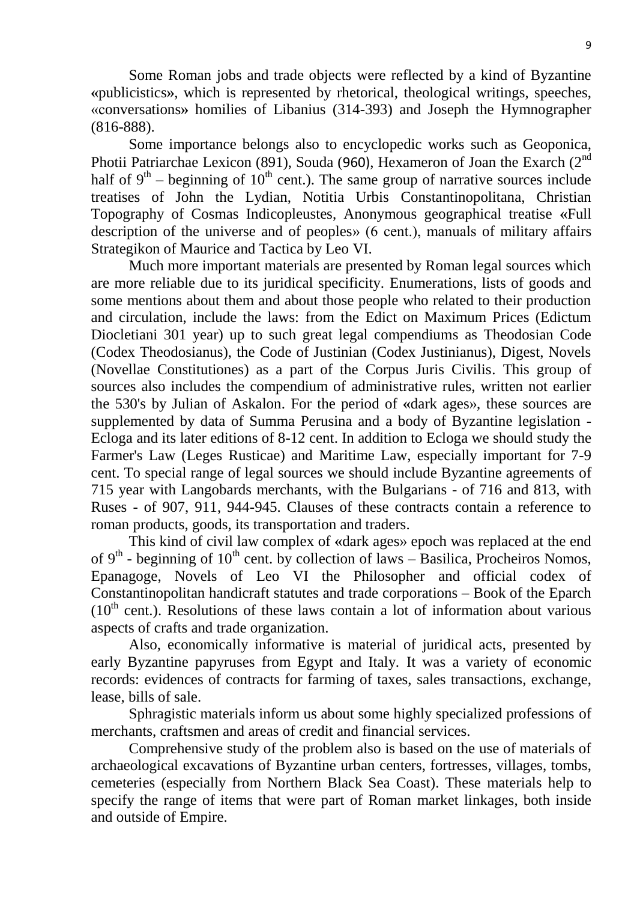Some Roman jobs and trade objects were reflected by a kind of Byzantine «publicistics», which is represented by rhetorical, theological writings, speeches, «conversations» homilies of Libanius (314-393) and Joseph the Hymnographer (816-888).

Some importance belongs also to encyclopedic works such as Geoponica, Photii Patriarchae Lexicon (891), Souda (960), Hexameron of Joan the Exarch (2nd half of 9th – beginning of 10th cent.). The same group of narrative sources include treatises of John the Lydian, Notitia Urbis Constantinopolitana, Christian Topography of Cosmas Indicopleustes, Anonymous geographical treatise «Full description of the universe and of peoples» (6 cent.), manuals of military affairs Strategikon of Maurice and Tactica by Leo VI.

Much more important materials are presented by Roman legal sources which are more reliable due to its juridical specificity. Enumerations, lists of goods and some mentions about them and about those people who related to their production and circulation, include the laws: from the Edict on Maximum Prices (Edictum Diocletiani 301 year) up to such great legal compendiums as Theodosian Code (Codex Theodosianus), the Code of Justinian (Codex Justinianus), Digest, Novels (Novellae Constitutiones) as a part of the Corpus Juris Civilis. This group of sources also includes the compendium of administrative rules, written not earlier the 530's by Julian of Askalon. For the period of «dark ages», these sources are supplemented by data of Summa Perusina and a body of Byzantine legislation - Ecloga and its later editions of 8-12 cent. In addition to Ecloga we should study the Farmer's Law (Leges Rusticae) and Maritime Law, especially important for 7-9 cent. To special range of legal sources we should include Byzantine agreements of 715 year with Langobards merchants, with the Bulgarians - of 716 and 813, with Ruses - of 907, 911, 944-945. Clauses of these contracts contain a reference to roman products, goods, its transportation and traders.

This kind of civil law complex of «dark ages» epoch was replaced at the end of 9th - beginning of 10th cent. by collection of laws – Basilica, Procheiros Nomos, Epanagoge, Novels of Leo VI the Philosopher and official codex of Constantinopolitan handicraft statutes and trade corporations – Book of the Eparch (10th cent.). Resolutions of these laws contain a lot of information about various aspects of crafts and trade organization.

Also, economically informative is material of juridical acts, presented by early Byzantine papyruses from Egypt and Italy. It was a variety of economic records: evidences of contracts for farming of taxes, sales transactions, exchange, lease, bills of sale.

Sphragistic materials inform us about some highly specialized professions of merchants, craftsmen and areas of credit and financial services.

Comprehensive study of the problem also is based on the use of materials of archaeological excavations of Byzantine urban centers, fortresses, villages, tombs, cemeteries (especially from Northern Black Sea Coast). These materials help to specify the range of items that were part of Roman market linkages, both inside and outside of Empire.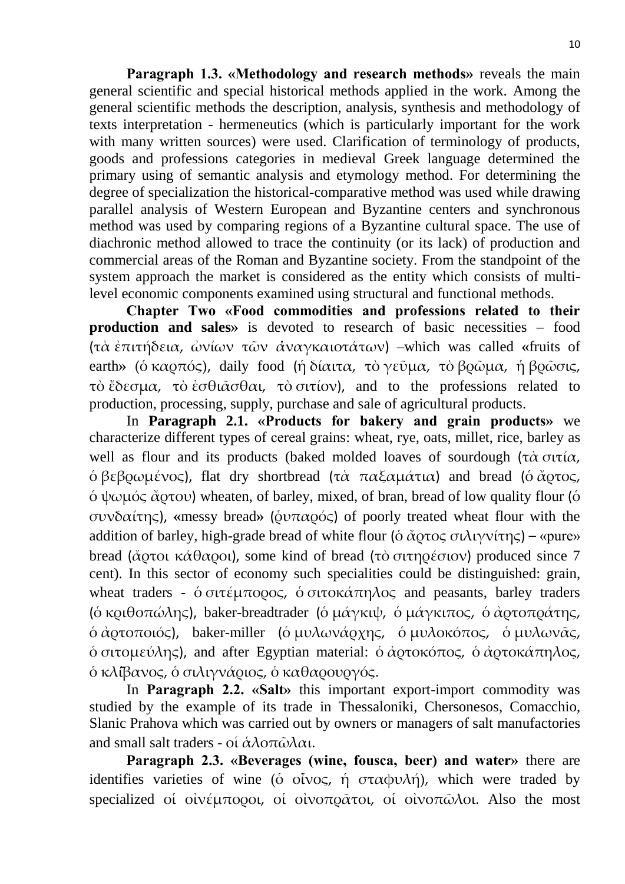**Paragraph 1.3. «Methodology and research methods»** reveals the main general scientific and special historical methods applied in the work. Among the general scientific methods the description, analysis, synthesis and methodology of texts interpretation - hermeneutics (which is particularly important for the work with many written sources) were used. Clarification of terminology of products, goods and professions categories in medieval Greek language determined the primary using of semantic analysis and etymology method. For determining the degree of specialization the historical-comparative method was used while drawing parallel analysis of Western European and Byzantine centers and synchronous method was used by comparing regions of a Byzantine cultural space. The use of diachronic method allowed to trace the continuity (or its lack) of production and commercial areas of the Roman and Byzantine society. From the standpoint of the system approach the market is considered as the entity which consists of multi-level economic components examined using structural and functional methods.

**Chapter Two «Food commodities and professions related to their production and sales»** is devoted to research of basic necessities – food (τὰ ἐπιτήδεια, ὠνίων τῶν ἀναγκαιοτάτων) –which was called «fruits of earth» (ὁ καρπός), daily food (ἡ δίαιτα, τὸ γεῦμα, τὸ βρῶμα, ἡ βρῶσις, τὸ ἔδεσμα, τὸ ἐσθιᾶσθαι, τὸ σιτίον), and to the professions related to production, processing, supply, purchase and sale of agricultural products.

In **Paragraph 2.1. «Products for bakery and grain products»** we characterize different types of cereal grains: wheat, rye, oats, millet, rice, barley as well as flour and its products (baked molded loaves of sourdough (τὰ σιτία, ὁ βεβρωμένος), flat dry shortbread (τὰ παξαμάτια) and bread (ὁ ἄρτος, ὁ ψωμός ἄρτου) wheaten, of barley, mixed, of bran, bread of low quality flour (ὁ συνδαίτης), «messy bread» (ῥυπαρός) of poorly treated wheat flour with the addition of barley, high-grade bread of white flour (ὁ ἄρτος σιλιγνίτης) – «pure» bread (ἄρτοι κάθαροι), some kind of bread (τὸ σιτηρέσιον) produced since 7 cent). In this sector of economy such specialities could be distinguished: grain, wheat traders - ὁ σιτέμπορος, ὁ σιτοκάπηλος and peasants, barley traders (ὁ κριθοπώλης), baker-breadtrader (ὁ μάγκιψ, ὁ μάγκιπος, ὁ ἀρτοπράτης, ὁ ἀρτοποιός), baker-miller (ὁ μυλωνάρχης, ὁ μυλοκόπος, ὁ μυλωνᾶς, ὁ σιτομεύλης), and after Egyptian material: ὁ ἀρτοκόπος, ὁ ἀρτοκάπηλος, ὁ κλῖβανος, ὁ σιλιγνάριος, ὁ καθαρουργός.

In **Paragraph 2.2. «Salt»** this important export-import commodity was studied by the example of its trade in Thessaloniki, Chersonesos, Comacchio, Slanic Prahova which was carried out by owners or managers of salt manufactories and small salt traders - οἱ ἁλοπῶλαι.

**Paragraph 2.3. «Beverages (wine, fousca, beer) and water»** there are identifies varieties of wine (ὁ οἶνος, ἡ σταφυλή), which were traded by specialized οἱ οἰνέμποροι, οἱ οἰνοπρᾶτοι, οἱ οἰνοπῶλοι. Also the most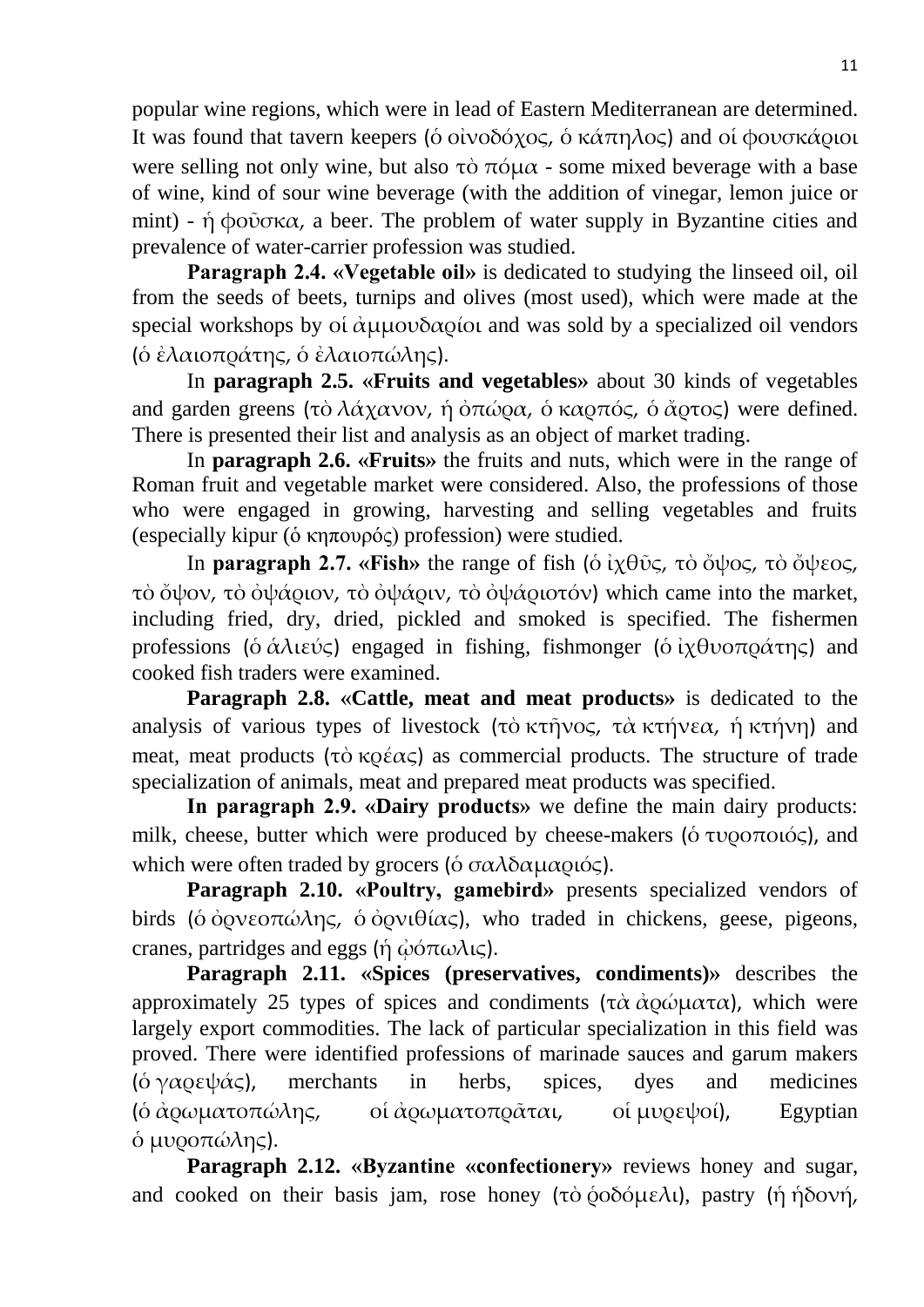popular wine regions, which were in lead of Eastern Mediterranean are determined. It was found that tavern keepers (ὁ οἰνοδόχος, ὁ κάπηλος) and οἱ φουσκάριοι were selling not only wine, but also τὸ πόμα - some mixed beverage with a base of wine, kind of sour wine beverage (with the addition of vinegar, lemon juice or mint) - ἡ φοῦσκα, a beer. The problem of water supply in Byzantine cities and prevalence of water-carrier profession was studied.

**Paragraph 2.4. «Vegetable oil»** is dedicated to studying the linseed oil, oil from the seeds of beets, turnips and olives (most used), which were made at the special workshops by οἱ ἀμμουδαρίοι and was sold by a specialized oil vendors (ὁ ἐλαιοπράτης, ὁ ἐλαιοπώλης).

In **paragraph 2.5. «Fruits and vegetables»** about 30 kinds of vegetables and garden greens (τὸ λάχανον, ἡ ὀπώρα, ὁ καρπός, ὁ ἄρτος) were defined. There is presented their list and analysis as an object of market trading.

In **paragraph 2.6. «Fruits»** the fruits and nuts, which were in the range of Roman fruit and vegetable market were considered. Also, the professions of those who were engaged in growing, harvesting and selling vegetables and fruits (especially kipur (ὁ κηπουρός) profession) were studied.

In **paragraph 2.7. «Fish»** the range of fish (ὁ ἰχθῦς, τὸ ὄψος, τὸ ὄψεος, τὸ ὄψον, τὸ ὀψάριον, τὸ ὀψάριν, τὸ ὀψάριοτόν) which came into the market, including fried, dry, dried, pickled and smoked is specified. The fishermen professions (ὁ ἁλιεύς) engaged in fishing, fishmonger (ὁ ἰχθυοπράτης) and cooked fish traders were examined.

**Paragraph 2.8. «Cattle, meat and meat products»** is dedicated to the analysis of various types of livestock (τὸ κτῆνος, τὰ κτήνεα, ἡ κτήνη) and meat, meat products (τὸ κρέας) as commercial products. The structure of trade specialization of animals, meat and prepared meat products was specified.

**In paragraph 2.9. «Dairy products»** we define the main dairy products: milk, cheese, butter which were produced by cheese-makers (ὁ τυροποιός), and which were often traded by grocers (ὁ σαλδαμαριός).

**Paragraph 2.10. «Poultry, gamebird»** presents specialized vendors of birds (ὁ ὀρνεοπώλης, ὁ ὀρνιθίας), who traded in chickens, geese, pigeons, cranes, partridges and eggs (ἡ ᾠόπωλις).

**Paragraph 2.11. «Spices (preservatives, condiments)»** describes the approximately 25 types of spices and condiments (τὰ ἀρώματα), which were largely export commodities. The lack of particular specialization in this field was proved. There were identified professions of marinade sauces and garum makers (ὁ γαρεψάς), merchants in herbs, spices, dyes and medicines (ὁ ἀρωματοπώλης, οἱ ἀρωματοπρᾶται, οἱ μυρεψοί), Egyptian ὁ μυροπώλης).

**Paragraph 2.12. «Byzantine «confectionery»** reviews honey and sugar, and cooked on their basis jam, rose honey (τὸ ῥοδόμελι), pastry (ἡ ἡδονή,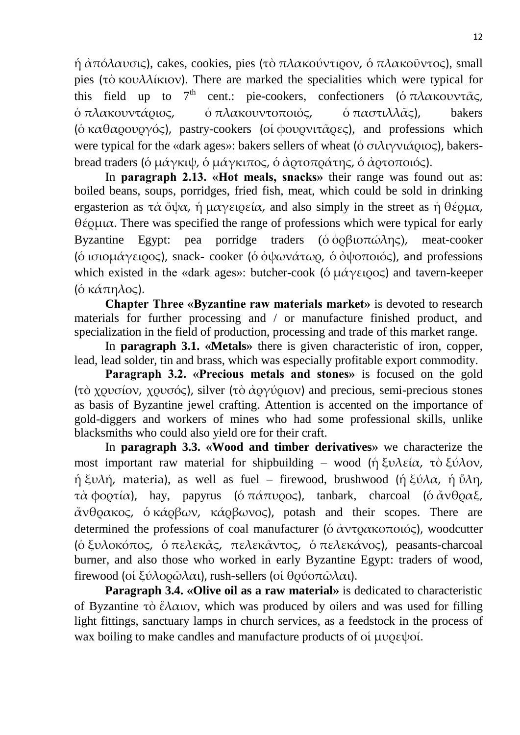ἡ ἀπόλαυσις), cakes, cookies, pies (τὸ πλακούντιρον, ὁ πλακοῦντος), small pies (τὸ κουλλίκιον). There are marked the specialities which were typical for this field up to 7th cent.: pie-cookers, confectioners (ὁ πλακουντᾶς, ὁ πλακουντάριος, ὁ πλακουντοποιός, ὁ παστιλλᾶς), bakers (ὁ καθαρουργός), pastry-cookers (οἱ φουρνιτᾶρες), and professions which were typical for the «dark ages»: bakers sellers of wheat (ὁ σιλιγνιάριος), bakers-bread traders (ὁ μάγκιψ, ὁ μάγκιπος, ὁ ἀρτοπράτης, ὁ ἀρτοποιός).

In **paragraph 2.13. «Hot meals, snacks»** their range was found out as: boiled beans, soups, porridges, fried fish, meat, which could be sold in drinking ergasterion as τὰ ὄψα, ἡ μαγειρεία, and also simply in the street as ἡ θέρμα, θέρμια. There was specified the range of professions which were typical for early Byzantine Egypt: pea porridge traders (ὁ ὀρβιοπώλης), meat-cooker (ὁ ισιομάγειρος), snack- cooker (ὁ ὀψωνάτωρ, ὁ ὀψοποιός), and professions which existed in the «dark ages»: butcher-cook (ὁ μάγειρος) and tavern-keeper (ὁ κάπηλος).

**Chapter Three «Byzantine raw materials market»** is devoted to research materials for further processing and / or manufacture finished product, and specialization in the field of production, processing and trade of this market range.

In **paragraph 3.1. «Metals»** there is given characteristic of iron, copper, lead, lead solder, tin and brass, which was especially profitable export commodity.

**Paragraph 3.2. «Precious metals and stones»** is focused on the gold (τὸ χρυσίον, χρυσός), silver (τὸ ἀργύριον) and precious, semi-precious stones as basis of Byzantine jewel crafting. Attention is accented on the importance of gold-diggers and workers of mines who had some professional skills, unlike blacksmiths who could also yield ore for their craft.

In **paragraph 3.3. «Wood and timber derivatives»** we characterize the most important raw material for shipbuilding – wood (ἡ ξυλεία, τὸ ξύλον, ἡ ξυλή, materia), as well as fuel – firewood, brushwood (ἡ ξύλα, ἡ ὕλη, τὰ φορτία), hay, papyrus (ὁ πάπυρος), tanbark, charcoal (ὁ ἄνθραξ, ἄνθρακος, ὁ κάρβων, κάρβωνος), potash and their scopes. There are determined the professions of coal manufacturer (ὁ ἀντρακοποιός), woodcutter (ὁ ξυλοκόπος, ὁ πελεκᾶς, πελεκᾶντος, ὁ πελεκάνος), peasants-charcoal burner, and also those who worked in early Byzantine Egypt: traders of wood, firewood (οἱ ξύλορῶλαι), rush-sellers (οἱ θρύοπῶλαι).

**Paragraph 3.4. «Olive oil as a raw material»** is dedicated to characteristic of Byzantine τὸ ἔλαιον, which was produced by oilers and was used for filling light fittings, sanctuary lamps in church services, as a feedstock in the process of wax boiling to make candles and manufacture products of οἱ μυρεψοί.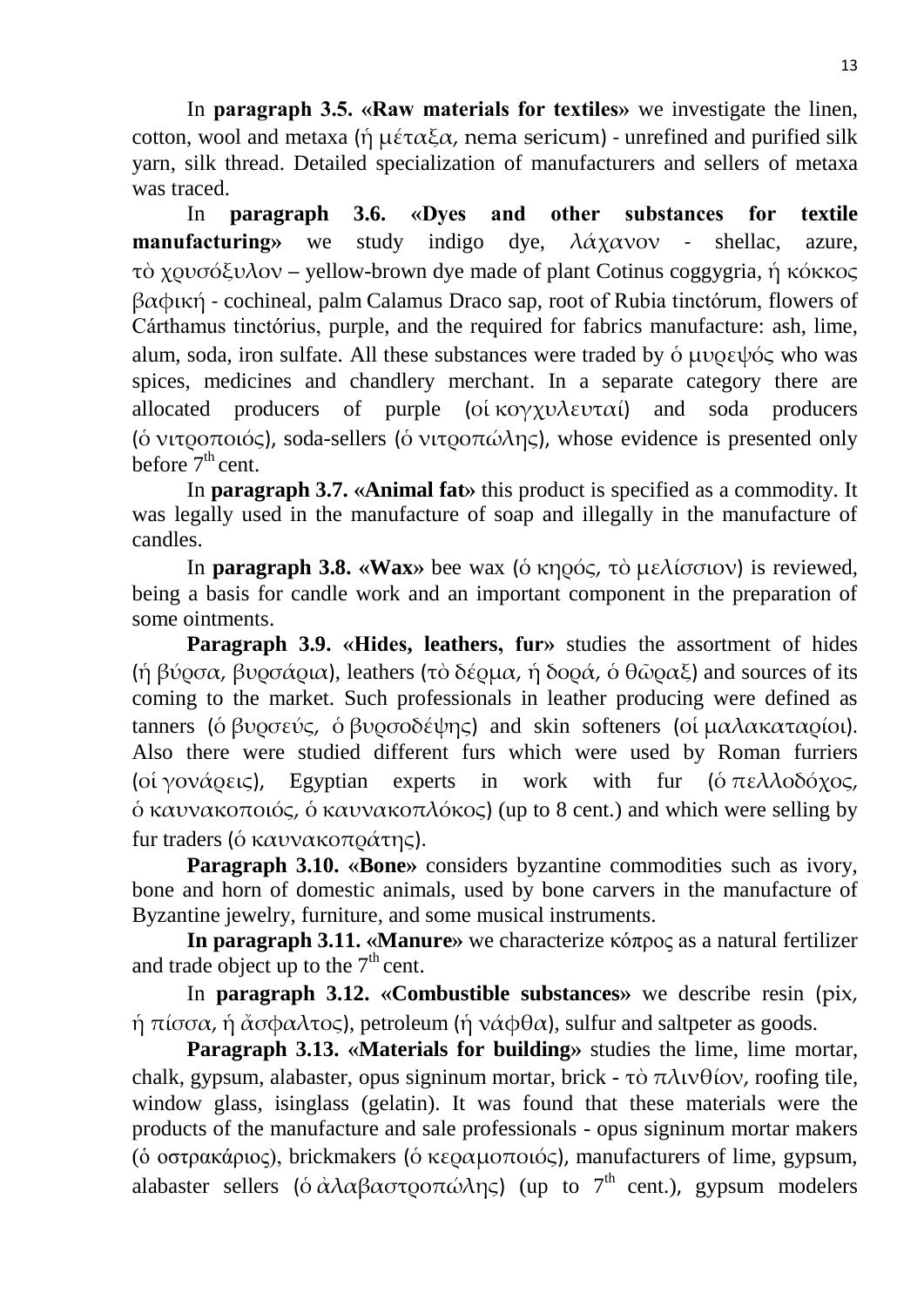In **paragraph 3.5. «Raw materials for textiles»** we investigate the linen, cotton, wool and metaxa (ἡ μέταξα, nema sericum) - unrefined and purified silk yarn, silk thread. Detailed specialization of manufacturers and sellers of metaxa was traced.

In **paragraph 3.6. «Dyes and other substances for textile manufacturing»** we study indigo dye, λάχανον - shellac, azure, τὸ χρυσόξυλον – yellow-brown dye made of plant Cotinus coggygria, ἡ κόκκος βαφική - cochineal, palm Calamus Draco sap, root of Rubia tinctórum, flowers of Cárthamus tinctórius, purple, and the required for fabrics manufacture: ash, lime, alum, soda, iron sulfate. All these substances were traded by ὁ μυρεψός who was spices, medicines and chandlery merchant. In a separate category there are allocated producers of purple (οἱ κογχυλευταί) and soda producers (ὁ νιτροποιός), soda-sellers (ὁ νιτροπώλης), whose evidence is presented only before 7th cent.

In **paragraph 3.7. «Animal fat»** this product is specified as a commodity. It was legally used in the manufacture of soap and illegally in the manufacture of candles.

In **paragraph 3.8. «Wax»** bee wax (ὁ κηρός, τὸ μελίσσιον) is reviewed, being a basis for candle work and an important component in the preparation of some ointments.

**Paragraph 3.9. «Hides, leathers, fur»** studies the assortment of hides (ἡ βύρσα, βυρσάρια), leathers (τὸ δέρμα, ἡ δορά, ὁ θῶραξ) and sources of its coming to the market. Such professionals in leather producing were defined as tanners (ὁ βυρσεύς, ὁ βυρσοδέψης) and skin softeners (οἱ μαλακαταρίοι). Also there were studied different furs which were used by Roman furriers (οἱ γονάρεις), Egyptian experts in work with fur (ὁ πελλοδόχος, ὁ καυνακοποιός, ὁ καυνακοπλόκος) (up to 8 cent.) and which were selling by fur traders (ὁ καυνακοπράτης).

**Paragraph 3.10. «Bone»** considers byzantine commodities such as ivory, bone and horn of domestic animals, used by bone carvers in the manufacture of Byzantine jewelry, furniture, and some musical instruments.

**In paragraph 3.11. «Manure»** we characterize κόπρος as a natural fertilizer and trade object up to the 7th cent.

In **paragraph 3.12. «Combustible substances»** we describe resin (pix, ἡ πίσσα, ἡ ἄσφαλτος), petroleum (ἡ νάφθα), sulfur and saltpeter as goods.

**Paragraph 3.13. «Materials for building»** studies the lime, lime mortar, chalk, gypsum, alabaster, opus signinum mortar, brick - τὸ πλινθίον, roofing tile, window glass, isinglass (gelatin). It was found that these materials were the products of the manufacture and sale professionals - opus signinum mortar makers (ὁ οστρακάριος), brickmakers (ὁ κεραμοποιός), manufacturers of lime, gypsum, alabaster sellers (ὁ ἀλαβαστροπώλης) (up to 7th cent.), gypsum modelers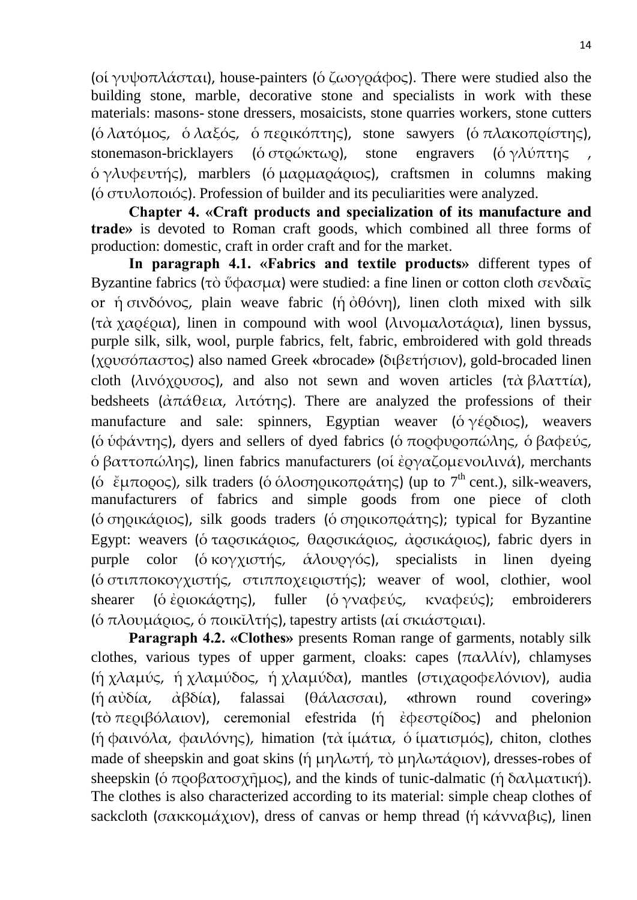(οἱ γυψοπλάσται), house-painters (ὁ ζωγράφος). There were studied also the building stone, marble, decorative stone and specialists in work with these materials: masons- stone dressers, mosaicists, stone quarries workers, stone cutters (ὁ λατόμος, ὁ λαξός, ὁ περικόπτης), stone sawyers (ὁ πλακοπρίστης), stonemason-bricklayers (ὁ στρώκτωρ), stone engravers (ὁ γλύπτης , ὁ γλυφευτής), marblers (ὁ μαρμαράριος), craftsmen in columns making (ὁ στυλοποιός). Profession of builder and its peculiarities were analyzed.

**Chapter 4. «Craft products and specialization of its manufacture and trade»** is devoted to Roman craft goods, which combined all three forms of production: domestic, craft in order craft and for the market.

**In paragraph 4.1. «Fabrics and textile products»** different types of Byzantine fabrics (τὸ ὕφασμα) were studied: a fine linen or cotton cloth σενδαῖς or ἡ σινδόνος, plain weave fabric (ἡ ὀθόνη), linen cloth mixed with silk (τὰ χαρέρια), linen in compound with wool (λινομαλοτάρια), linen byssus, purple silk, silk, wool, purple fabrics, felt, fabric, embroidered with gold threads (χρυσόπαστος) also named Greek «brocade» (διβετήσιον), gold-brocaded linen cloth (λινόχρυσος), and also not sewn and woven articles (τὰ βλαττία), bedsheets (ἀπάθεια, λιτότης). There are analyzed the professions of their manufacture and sale: spinners, Egyptian weaver (ὁ γέρδιος), weavers (ὁ ὑφάντης), dyers and sellers of dyed fabrics (ὁ πορφυροπώλης, ὁ βαφεύς, ὁ βαττοπώλης), linen fabrics manufacturers (οἱ ἐργαζομενοιλινά), merchants (ὁ ἔμπορος), silk traders (ὁ ὁλοσηρικοπράτης) (up to 7th cent.), silk-weavers, manufacturers of fabrics and simple goods from one piece of cloth (ὁ σηρικάριος), silk goods traders (ὁ σηρικοπράτης); typical for Byzantine Egypt: weavers (ὁ ταρσικάριος, θαρσικάριος, ἀρσικάριος), fabric dyers in purple color (ὁ κογχιστής, ἁλουργός), specialists in linen dyeing (ὁ στιπποκογχιστής, στιπποχειριστής); weaver of wool, clothier, wool shearer (ὁ ἐριοκάρτης), fuller (ὁ γναφεύς, κναφεύς); embroiderers (ὁ πλουμάριος, ὁ ποικῖλτής), tapestry artists (αἱ σκιάστριαι).

**Paragraph 4.2. «Clothes»** presents Roman range of garments, notably silk clothes, various types of upper garment, cloaks: capes (παλλίν), chlamyses (ἡ χλαμύς, ἡ χλαμύδος, ἡ χλαμύδα), mantles (στιχαροφελόνιον), audia (ἡ αὐδία, ἀβδία), falassai (θάλασσαι), «thrown round covering» (τὸ περιβόλαιον), ceremonial efestrida (ἡ ἐφεστρίδος) and phelonion (ἡ φαινόλα, φαιλόνης), himation (τὰ ἱμάτια, ὁ ἱματισμός), chiton, clothes made of sheepskin and goat skins (ἡ μηλωτή, τὸ μηλωτάριον), dresses-robes of sheepskin (ὁ προβατοσχῆμος), and the kinds of tunic-dalmatic (ἡ δαλματική). The clothes is also characterized according to its material: simple cheap clothes of sackcloth (σακκομάχιον), dress of canvas or hemp thread (ἡ κάνναβις), linen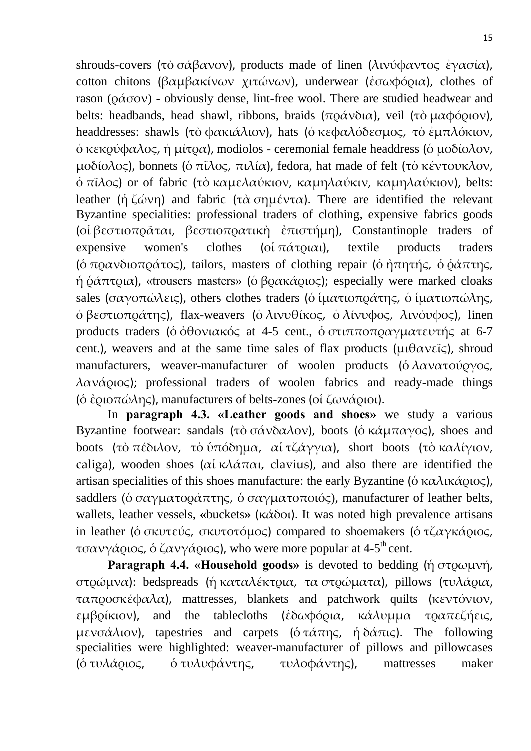shrouds-covers (τὸ σάβανον), products made of linen (λινύφαντος ἐγασία), cotton chitons (βαμβακίνων χιτώνων), underwear (ἐσωφόρια), clothes of rason (ῥάσον) - obviously dense, lint-free wool. There are studied headwear and belts: headbands, head shawl, ribbons, braids (πράνδια), veil (τὸ μαφόριον), headdresses: shawls (τὸ φακιάλιον), hats (ὁ κεφαλόδεσμος, τὸ ἐμπλόκιον, ὁ κεκρύφαλος, ἡ μίτρα), modiolos - ceremonial female headdress (ὁ μοδίολον, μοδίολος), bonnets (ὁ πῖλος, πιλία), fedora, hat made of felt (τὸ κέντουκλον, ὁ πῖλος) or of fabric (τὸ καμελαύκιον, καμηλαύκιν, καμηλαύκιον), belts: leather (ἡ ζώνη) and fabric (τὰ σημέντα). There are identified the relevant Byzantine specialities: professional traders of clothing, expensive fabrics goods (οἱ βεστιοπρᾶται, βεστιοπρατικὴ ἐπιστήμη), Constantinople traders of expensive women's clothes (οἱ πάτριαι), textile products traders (ὁ πρανδιοπράτος), tailors, masters of clothing repair (ὁ ἠπητής, ὁ ῥάπτης, ἡ ῥάπτρια), «trousers masters» (ὁ βρακάριος); especially were marked cloaks sales (σαγοπώλεις), others clothes traders (ὁ ἱματιοπράτης, ὁ ἱματιοπώλης, ὁ βεστιοπράτης), flax-weavers (ὁ λινυθίκος, ὁ λίνυφος, λινόυφος), linen products traders (ὁ ὀθονιακός at 4-5 cent., ὁ στιπποπραγματευτής at 6-7 cent.), weavers and at the same time sales of flax products (μιθανεῖς), shroud manufacturers, weaver-manufacturer of woolen products (ὁ λανατούργος, λανάριος); professional traders of woolen fabrics and ready-made things (ὁ ἐριοπώλης), manufacturers of belts-zones (οἱ ζωνάριοι).

In **paragraph 4.3. «Leather goods and shoes»** we study a various Byzantine footwear: sandals (τὸ σάνδαλον), boots (ὁ κάμπαγος), shoes and boots (τὸ πέδιλον, τὸ ὑπόδημα, αἱ τζάγγια), short boots (τὸ καλίγιον, caliga), wooden shoes (αἱ κλάπαι, clavius), and also there are identified the artisan specialities of this shoes manufacture: the early Byzantine (ὁ καλικάριος), saddlers (ὁ σαγματοράπτης, ὁ σαγματοποιός), manufacturer of leather belts, wallets, leather vessels, «buckets» (κάδοι). It was noted high prevalence artisans in leather (ὁ σκυτεύς, σκυτοτόμος) compared to shoemakers (ὁ τζαγκάριος, τσαγγάριος, ὁ ζαγγάριος), who were more popular at 4-5th cent.

**Paragraph 4.4. «Household goods»** is devoted to bedding (ἡ στρωμνή, στρώμνα): bedspreads (ἡ καταλέκτρια, τα στρώματα), pillows (τυλάρια, ταπροσκέφαλα), mattresses, blankets and patchwork quilts (κεντόνιον, εμβρίκιον), and the tablecloths (ἐδωφόρια, κάλυμμα τραπεζήεις, μενσάλιον), tapestries and carpets (ὁ τάπης, ἡ δάπις). The following specialities were highlighted: weaver-manufacturer of pillows and pillowcases (ὁ τυλάριος, ὁ τυλυφάντης, τυλοφάντης), mattresses maker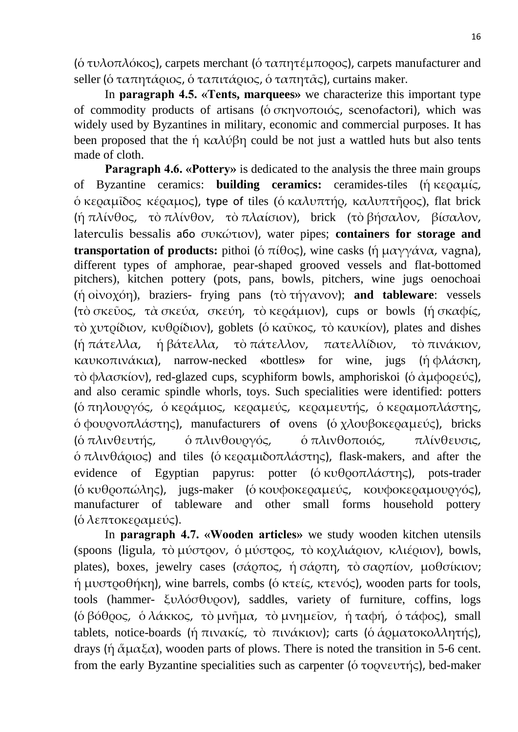(ὁ τυλοπλόκος), carpets merchant (ὁ ταπητέμπορος), carpets manufacturer and seller (ὁ ταπητάριος, ὁ ταπιτάριος, ὁ ταπητᾶς), curtains maker.

In **paragraph 4.5. «Tents, marquees»** we characterize this important type of commodity products of artisans (ὁ σκηνοποιός, scenofactori), which was widely used by Byzantines in military, economic and commercial purposes. It has been proposed that the ἡ καλύβη could be not just a wattled huts but also tents made of cloth.

**Paragraph 4.6. «Pottery»** is dedicated to the analysis the three main groups of Byzantine ceramics: **building ceramics:** ceramides-tiles (ἡ κεραμίς, ὁ κεραμῖδος κέραμος), type of tiles (ὁ καλυπτήρ, καλυπτῆρος), flat brick (ἡ πλίνθος, τὸ πλίνθον, τὸ πλαίσιον), brick (τὸ βήσαλον, βίσαλον, laterculis bessalis або συκώτιον), water pipes; **containers for storage and transportation of products:** pithoi (ὁ πίθος), wine casks (ἡ μαγγάνα, vagna), different types of amphorae, pear-shaped grooved vessels and flat-bottomed pitchers), kitchen pottery (pots, pans, bowls, pitchers, wine jugs oenochoai (ἡ οἰνοχόη), braziers- frying pans (τὸ τήγανον); **and tableware**: vessels (τὸ σκεῦος, τὰ σκεύα, σκεύη, τὸ κεράμιον), cups or bowls (ἡ σκαφίς, τὸ χυτρίδιον, κυθρίδιον), goblets (ὁ καῦκος, τὸ καυκίον), plates and dishes (ἡ πάτελλα, ἡ βάτελλα, τὸ πάτελλον, πατελλίδιον, τὸ πινάκιον, καυκοπινάκια), narrow-necked «bottles» for wine, jugs (ἡ φλάσκη, τὸ φλασκίον), red-glazed cups, scyphiform bowls, amphoriskoi (ὁ ἀμφορεύς), and also ceramic spindle whorls, toys. Such specialities were identified: potters (ὁ πηλουργός, ὁ κεράμιος, κεραμεύς, κεραμευτής, ὁ κεραμοπλάστης, ὁ φουρνοπλάστης), manufacturers of ovens (ὁ χλουβοκεραμεύς), bricks (ὁ πλινθευτής, ὁ πλινθουργός, ὁ πλινθοποιός, πλίνθευσις, ὁ πλινθάριος) and tiles (ὁ κεραμιδοπλάστης), flask-makers, and after the evidence of Egyptian papyrus: potter (ὁ κυθροπλάστης), pots-trader (ὁ κυθροπώλης), jugs-maker (ὁ κουφοκεραμεύς, κουφοκεραμουργός), manufacturer of tableware and other small forms household pottery (ὁ λεπτοκεραμεύς).

In **paragraph 4.7. «Wooden articles»** we study wooden kitchen utensils (spoons (ligula, τὸ μύστρον, ὁ μύστρος, τὸ κοχλιάριον, κλιέριον), bowls, plates), boxes, jewelry cases (σάρπος, ἡ σάρπη, τὸ σαρπίον, μοθσίκιον; ἡ μυστροθήκη), wine barrels, combs (ὁ κτείς, κτενός), wooden parts for tools, tools (hammer- ξυλόσθυρον), saddles, variety of furniture, coffins, logs (ὁ βόθρος, ὁ λάκκος, τὸ μνῆμα, τὸ μνημεῖον, ἡ ταφή, ὁ τάφος), small tablets, notice-boards (ἡ πινακίς, τὸ πινάκιον); carts (ὁ ἁρματοκολλητής), drays (ἡ ἅμαξα), wooden parts of plows. There is noted the transition in 5-6 cent. from the early Byzantine specialities such as carpenter (ὁ τορνευτής), bed-maker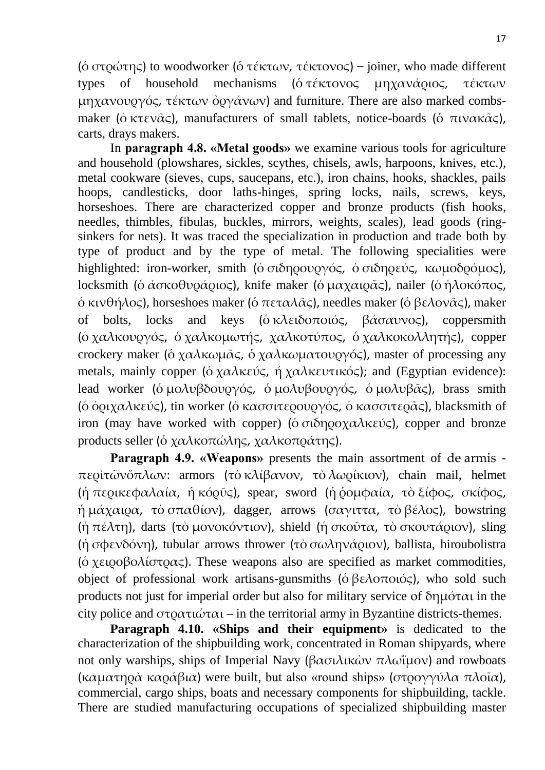(ὁ στρώτης) to woodworker (ὁ τέκτων, τέκτονος) – joiner, who made different types of household mechanisms (ὁ τέκτονος μηχανάριος, τέκτων μηχανουργός, τέκτων ὀργάνων) and furniture. There are also marked combs-maker (ὁ κτενᾶς), manufacturers of small tablets, notice-boards (ὁ πινακᾶς), carts, drays makers.

In **paragraph 4.8. «Metal goods»** we examine various tools for agriculture and household (plowshares, sickles, scythes, chisels, awls, harpoons, knives, etc.), metal cookware (sieves, cups, saucepans, etc.), iron chains, hooks, shackles, pails hoops, candlesticks, door laths-hinges, spring locks, nails, screws, keys, horseshoes. There are characterized copper and bronze products (fish hooks, needles, thimbles, fibulas, buckles, mirrors, weights, scales), lead goods (ring-sinkers for nets). It was traced the specialization in production and trade both by type of product and by the type of metal. The following specialities were highlighted: iron-worker, smith (ὁ σιδηρουργός, ὁ σιδηρεύς, κωμοδρόμος), locksmith (ὁ ἀσκοθυράριος), knife maker (ὁ μαχαιρᾶς), nailer (ὁ ἡλοκόπος, ὁ κινθήλος), horseshoes maker (ὁ πεταλᾶς), needles maker (ὁ βελονᾶς), maker of bolts, locks and keys (ὁ κλειδοποιός, βάσαυνος), coppersmith (ὁ χαλκουργός, ὁ χαλκομωτής, χαλκοτύπος, ὁ χαλκοκολλητής), copper crockery maker (ὁ χαλκωμᾶς, ὁ χαλκωματουργός), master of processing any metals, mainly copper (ὁ χαλκεύς, ἡ χαλκευτικός); and (Egyptian evidence): lead worker (ὁ μολυβδουργός, ὁ μολυβουργός, ὁ μολυβᾶς), brass smith (ὁ ὀριχαλκεύς), tin worker (ὁ κασσιτερουργός, ὁ κασσιτερᾶς), blacksmith of iron (may have worked with copper) (ὁ σιδηροχαλκεύς), copper and bronze products seller (ὁ χαλκοπώλης, χαλκοπράτης).

**Paragraph 4.9. «Weapons»** presents the main assortment of de armis - περὶτῶνὅπλων: armors (τὸ κλίβανον, τὸ λωρίκιον), chain mail, helmet (ἡ περικεφαλαία, ἡ κόρυς), spear, sword (ἡ ῥομφαία, τὸ ξίφος, σκίφος, ἡ μάχαιρα, τὸ σπαθίον), dagger, arrows (σαγιττα, τὸ βέλος), bowstring (ἡ πέλτη), darts (τὸ μονοκόντιον), shield (ἡ σκοῦτα, τὸ σκουτάριον), sling (ἡ σφενδόνη), tubular arrows thrower (τὸ σωληνάριον), ballista, hiroubolistra (ὁ χειροβολίστρας). These weapons also are specified as market commodities, object of professional work artisans-gunsmiths (ὁ βελοποιός), who sold such products not just for imperial order but also for military service of δημόται in the city police and στρατιώται – in the territorial army in Byzantine districts-themes.

**Paragraph 4.10. «Ships and their equipment»** is dedicated to the characterization of the shipbuilding work, concentrated in Roman shipyards, where not only warships, ships of Imperial Navy (βασιλικὼν πλωΐμον) and rowboats (καματηρὰ καράβια) were built, but also «round ships» (στρογγύλα πλοῖα), commercial, cargo ships, boats and necessary components for shipbuilding, tackle. There are studied manufacturing occupations of specialized shipbuilding master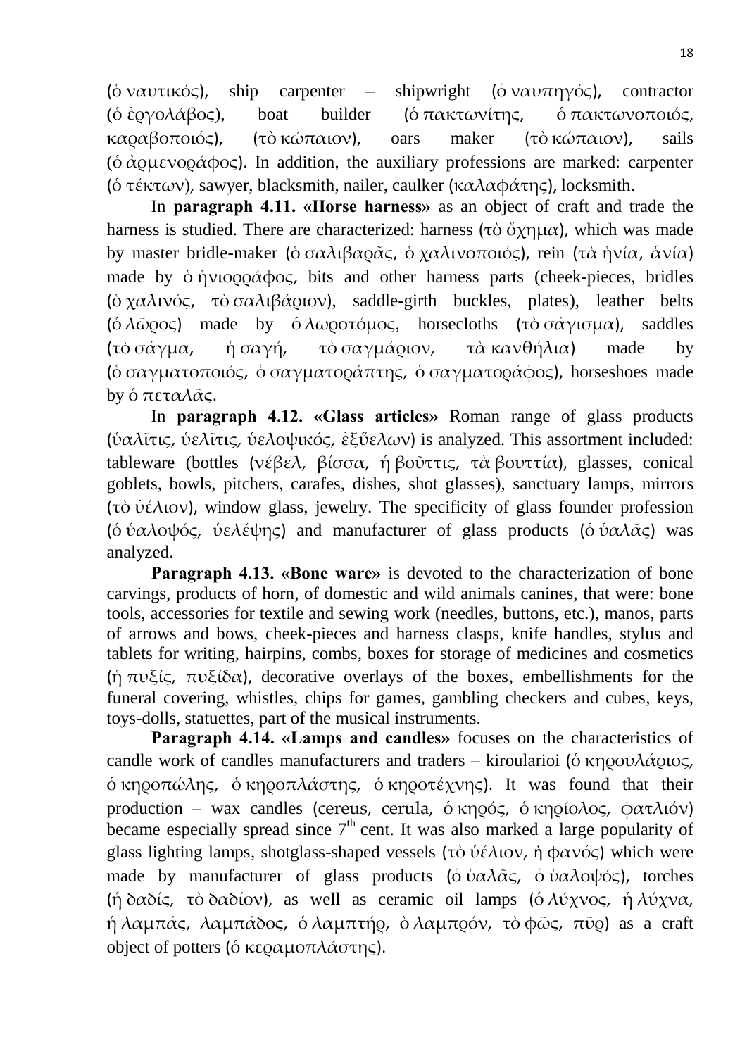(ὁ ναυτικός), ship carpenter – shipwright (ὁ ναυπηγός), contractor (ὁ ἐργολάβος), boat builder (ὁ πακτωνίτης, ὁ πακτωνοποιός, καραβοποιός), (τὸ κώπαιον), oars maker (τὸ κώπαιον), sails (ὁ ἀρμενοράφος). In addition, the auxiliary professions are marked: carpenter (ὁ τέκτων), sawyer, blacksmith, nailer, caulker (καλαφάτης), locksmith.

In **paragraph 4.11. «Horse harness»** as an object of craft and trade the harness is studied. There are characterized: harness (τὸ ὄχημα), which was made by master bridle-maker (ὁ σαλιβαρᾶς, ὁ χαλινοποιός), rein (τὰ ἡνία, ἁνία) made by ὁ ἡνιορράφος, bits and other harness parts (cheek-pieces, bridles (ὁ χαλινός, τὸ σαλιβάριον), saddle-girth buckles, plates), leather belts (ὁ λῶρος) made by ὁ λωροτόμος, horsecloths (τὸ σάγισμα), saddles (τὸ σάγμα, ἡ σαγή, τὸ σαγμάριον, τὰ κανθήλια) made by (ὁ σαγματοποιός, ὁ σαγματοράπτης, ὁ σαγματοράφος), horseshoes made by ὁ πεταλᾶς.

In **paragraph 4.12. «Glass articles»** Roman range of glass products (ὑαλῖτις, ὑελῖτις, ὑελοψικός, ἐξΰελων) is analyzed. This assortment included: tableware (bottles (νέβελ, βίσσα, ἡ βοῦττις, τὰ βουττία), glasses, conical goblets, bowls, pitchers, carafes, dishes, shot glasses), sanctuary lamps, mirrors (τὸ ὑέλιον), window glass, jewelry. The specificity of glass founder profession (ὁ ὑαλοψός, ὑελέψης) and manufacturer of glass products (ὁ ὑαλᾶς) was analyzed.

**Paragraph 4.13. «Bone ware»** is devoted to the characterization of bone carvings, products of horn, of domestic and wild animals canines, that were: bone tools, accessories for textile and sewing work (needles, buttons, etc.), manos, parts of arrows and bows, cheek-pieces and harness clasps, knife handles, stylus and tablets for writing, hairpins, combs, boxes for storage of medicines and cosmetics (ἡ πυξίς, πυξίδα), decorative overlays of the boxes, embellishments for the funeral covering, whistles, chips for games, gambling checkers and cubes, keys, toys-dolls, statuettes, part of the musical instruments.

**Paragraph 4.14. «Lamps and candles»** focuses on the characteristics of candle work of candles manufacturers and traders – kiroularioi (ὁ κηρουλάριος, ὁ κηροπώλης, ὁ κηροπλάστης, ὁ κηροτέχνης). It was found that their production – wax candles (cereus, cerula, ὁ κηρός, ὁ κηρίολος, φατλιόν) became especially spread since 7[th] cent. It was also marked a large popularity of glass lighting lamps, shotglass-shaped vessels (τὸ ὑέλιον, ἡ φανός) which were made by manufacturer of glass products (ὁ ὑαλᾶς, ὁ ὑαλοψός), torches (ἡ δαδίς, τὸ δαδίον), as well as ceramic oil lamps (ὁ λύχνος, ἡ λύχνα, ἡ λαμπάς, λαμπάδος, ὁ λαμπτήρ, ὁ λαμπρόν, τὸ φῶς, πῦρ) as a craft object of potters (ὁ κεραμοπλάστης).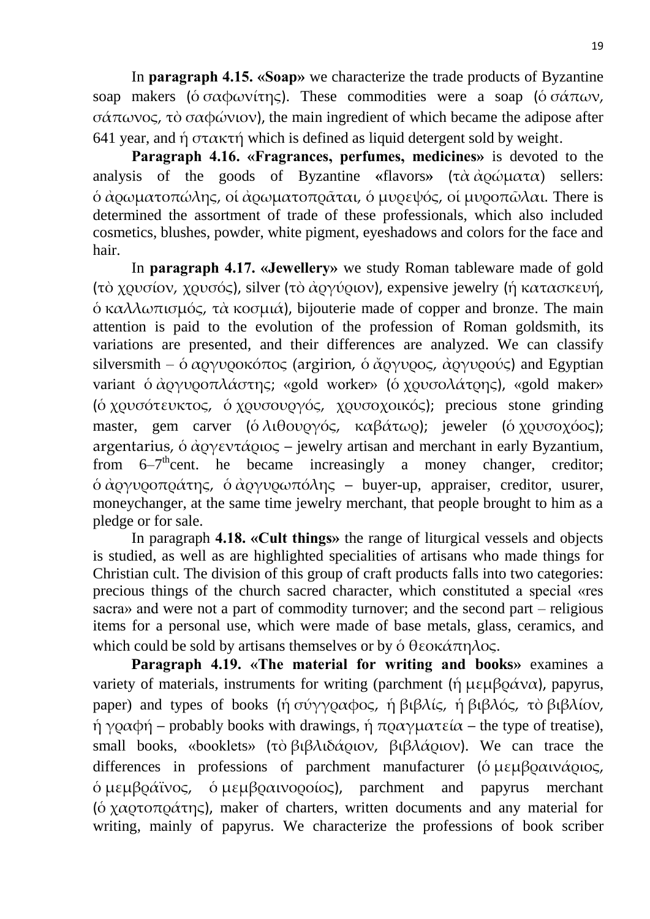In **paragraph 4.15. «Soap»** we characterize the trade products of Byzantine soap makers (ὁ σαφωνίτης). These commodities were a soap (ὁ σάπων, σάπωνος, τὸ σαφώνιον), the main ingredient of which became the adipose after 641 year, and ἡ στακτή which is defined as liquid detergent sold by weight.

**Paragraph 4.16. «Fragrances, perfumes, medicines»** is devoted to the analysis of the goods of Byzantine «flavors» (τὰ ἀρώματα) sellers: ὁ ἀρωματοπώλης, οἱ ἀρωματοπρᾶται, ὁ μυρεψός, οἱ μυροπῶλαι. There is determined the assortment of trade of these professionals, which also included cosmetics, blushes, powder, white pigment, eyeshadows and colors for the face and hair.

In **paragraph 4.17. «Jewellery»** we study Roman tableware made of gold (τὸ χρυσίον, χρυσός), silver (τὸ ἀργύριον), expensive jewelry (ἡ κατασκευή, ὁ καλλωπισμός, τὰ κοσμιά), bijouterie made of copper and bronze. The main attention is paid to the evolution of the profession of Roman goldsmith, its variations are presented, and their differences are analyzed. We can classify silversmith – ὁ αργυροκόπος (argirion, ὁ ἄργυρος, ἀργυρούς) and Egyptian variant ὁ ἀργυροπλάστης; «gold worker» (ὁ χρυσολάτρης), «gold maker» (ὁ χρυσότευκτος, ὁ χρυσουργός, χρυσοχοικός); precious stone grinding master, gem carver (ὁ λιθουργός, καβάτωρ); jeweler (ὁ χρυσοχόος); argentarius, ὁ ἀργεντάριος – jewelry artisan and merchant in early Byzantium, from 6–7th cent. he became increasingly a money changer, creditor; ὁ ἀργυροπράτης, ὁ ἀργυρωπόλης – buyer-up, appraiser, creditor, usurer, moneychanger, at the same time jewelry merchant, that people brought to him as a pledge or for sale.

In paragraph **4.18. «Cult things»** the range of liturgical vessels and objects is studied, as well as are highlighted specialities of artisans who made things for Christian cult. The division of this group of craft products falls into two categories: precious things of the church sacred character, which constituted a special «res sacra» and were not a part of commodity turnover; and the second part – religious items for a personal use, which were made of base metals, glass, ceramics, and which could be sold by artisans themselves or by ὁ θεοκάπηλος.

**Paragraph 4.19. «The material for writing and books»** examines a variety of materials, instruments for writing (parchment (ἡ μεμβράνα), papyrus, paper) and types of books (ἡ σύγγραφος, ἡ βιβλίς, ἡ βιβλός, τὸ βιβλίον, ἡ γραφή – probably books with drawings, ἡ πραγματεία – the type of treatise), small books, «booklets» (τὸ βιβλιδάριον, βιβλάριον). We can trace the differences in professions of parchment manufacturer (ὁ μεμβραινάριος, ὁ μεμβράϊνος, ὁ μεμβραινοροίος), parchment and papyrus merchant (ὁ χαρτοπράτης), maker of charters, written documents and any material for writing, mainly of papyrus. We characterize the professions of book scriber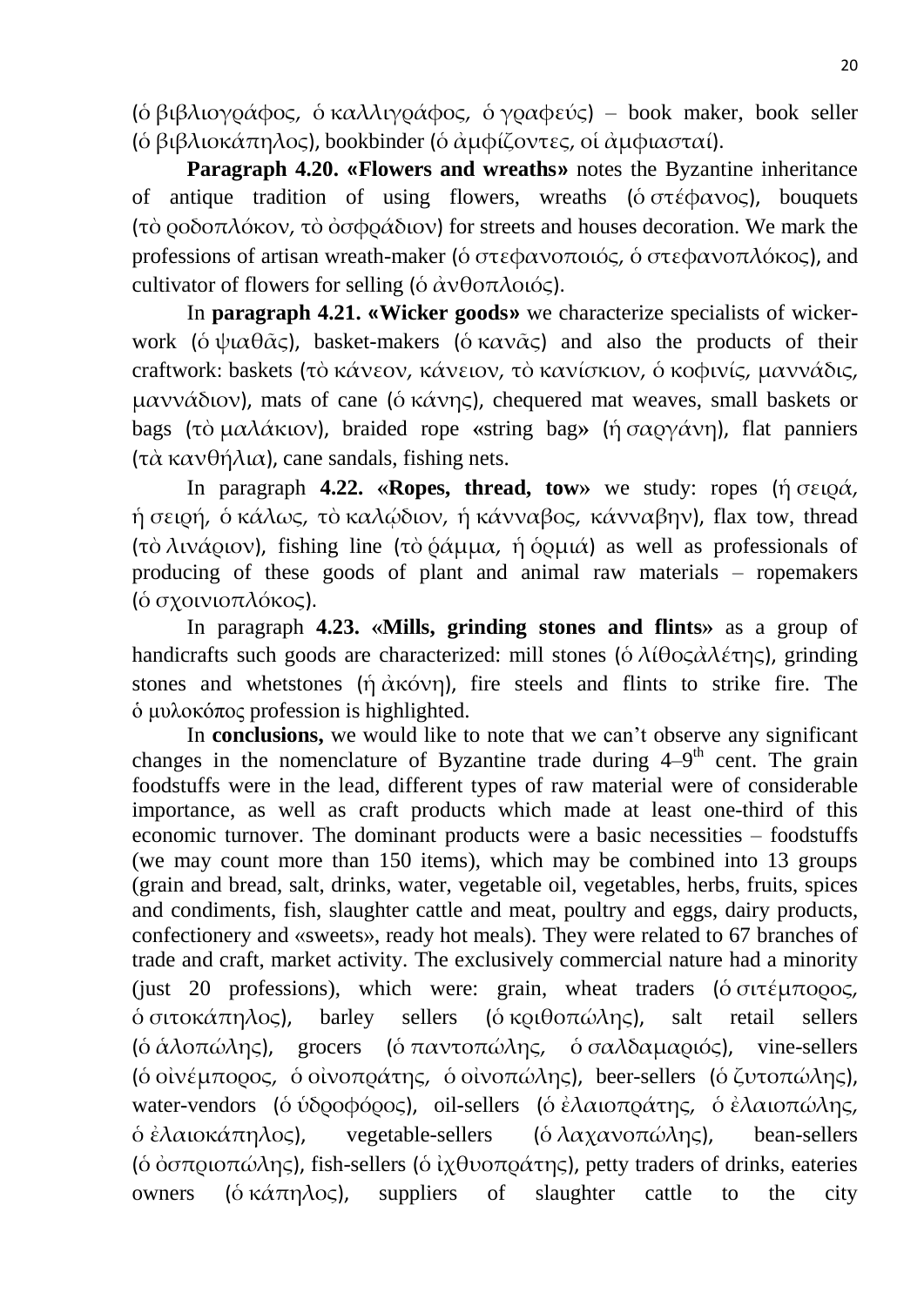(ὁ βιβλιογράφος, ὁ καλλιγράφος, ὁ γραφεύς) – book maker, book seller (ὁ βιβλιοκάπηλος), bookbinder (ὁ ἀμφίζοντες, οἱ ἀμφιασταί).

**Paragraph 4.20. «Flowers and wreaths»** notes the Byzantine inheritance of antique tradition of using flowers, wreaths (ὁ στέφανος), bouquets (τὸ ῥοδοπλόκον, τὸ ὀσφράδιον) for streets and houses decoration. We mark the professions of artisan wreath-maker (ὁ στεφανοποιός, ὁ στεφανοπλόκος), and cultivator of flowers for selling (ὁ ἀνθοπλοιός).

In **paragraph 4.21. «Wicker goods»** we characterize specialists of wicker-work (ὁ ψιαθᾶς), basket-makers (ὁ κανᾶς) and also the products of their craftwork: baskets (τὸ κάνεον, κάνειον, τὸ κανίσκιον, ὁ κοφινίς, μαννάδις, μαννάδιον), mats of cane (ὁ κάνης), chequered mat weaves, small baskets or bags (τὸ μαλάκιον), braided rope «string bag» (ἡ σαργάνη), flat panniers (τὰ κανθήλια), cane sandals, fishing nets.

In paragraph **4.22. «Ropes, thread, tow»** we study: ropes (ἡ σειρά, ἡ σειρή, ὁ κάλως, τὸ καλῴδιον, ἡ κάνναβος, κάνναβην), flax tow, thread (τὸ λινάριον), fishing line (τὸ ῥάμμα, ἡ ὁρμιά) as well as professionals of producing of these goods of plant and animal raw materials – ropemakers (ὁ σχοινιοπλόκος).

In paragraph **4.23. «Mills, grinding stones and flints»** as a group of handicrafts such goods are characterized: mill stones (ὁ λίθοςἀλέτης), grinding stones and whetstones (ἡ ἀκόνη), fire steels and flints to strike fire. The ὁ μυλοκόπος profession is highlighted.

In **conclusions,** we would like to note that we can't observe any significant changes in the nomenclature of Byzantine trade during 4–9$^{th}$ cent. The grain foodstuffs were in the lead, different types of raw material were of considerable importance, as well as craft products which made at least one-third of this economic turnover. The dominant products were a basic necessities – foodstuffs (we may count more than 150 items), which may be combined into 13 groups (grain and bread, salt, drinks, water, vegetable oil, vegetables, herbs, fruits, spices and condiments, fish, slaughter cattle and meat, poultry and eggs, dairy products, confectionery and «sweets», ready hot meals). They were related to 67 branches of trade and craft, market activity. The exclusively commercial nature had a minority (just 20 professions), which were: grain, wheat traders (ὁ σιτέμπορος, ὁ σιτοκάπηλος), barley sellers (ὁ κριθοπώλης), salt retail sellers (ὁ ἁλοπώλης), grocers (ὁ παντοπώλης, ὁ σαλδαμαριός), vine-sellers (ὁ οἰνέμπορος, ὁ οἰνοπράτης, ὁ οἰνοπώλης), beer-sellers (ὁ ζυτοπώλης), water-vendors (ὁ ὑδροφόρος), oil-sellers (ὁ ἐλαιοπράτης, ὁ ἐλαιοπώλης, ὁ ἐλαιοκάπηλος), vegetable-sellers (ὁ λαχανοπώλης), bean-sellers (ὁ ὀσπριοπώλης), fish-sellers (ὁ ἰχθυοπράτης), petty traders of drinks, eateries owners (ὁ κάπηλος), suppliers of slaughter cattle to the city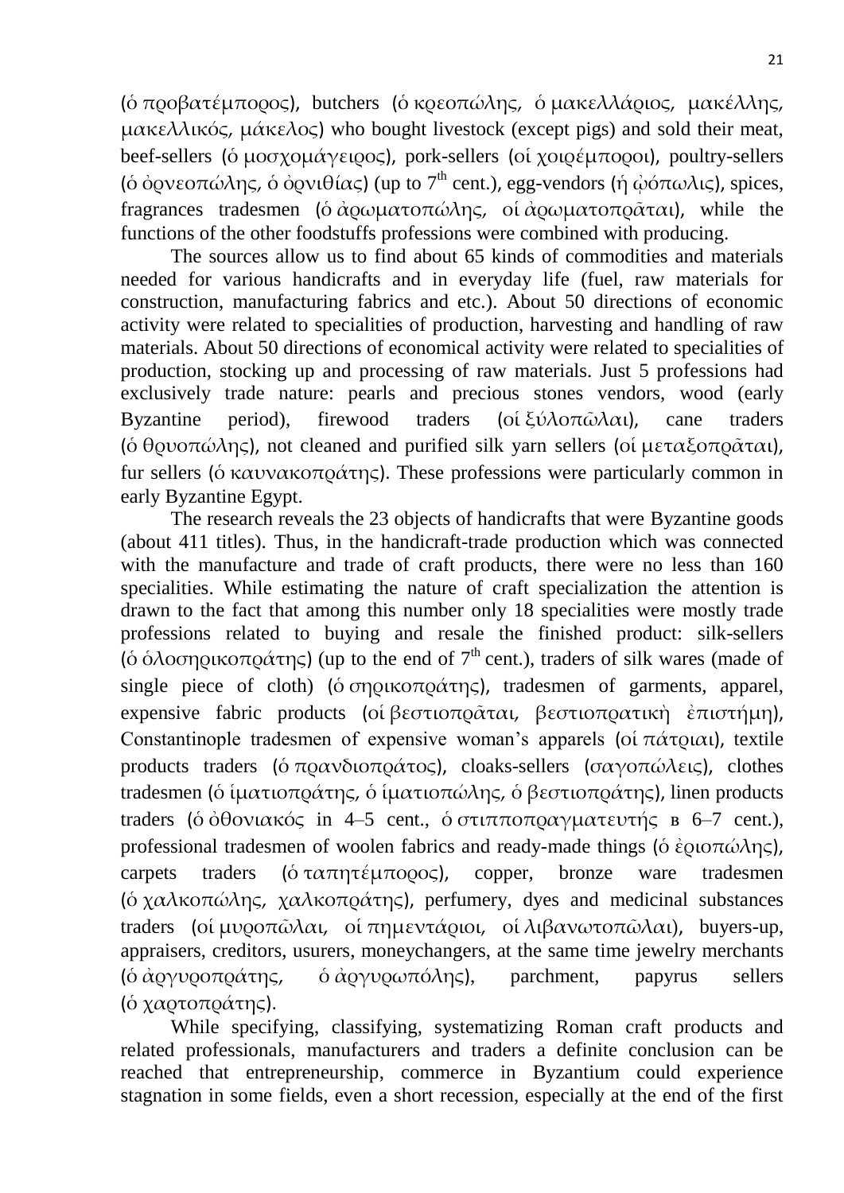(ὁ προβατέμπορος), butchers (ὁ κρεοπώλης, ὁ μακελλάριος, μακέλλης, μακελλικός, μάκελος) who bought livestock (except pigs) and sold their meat, beef-sellers (ὁ μοσχομάγειρος), pork-sellers (οἱ χοιρέμποροι), poultry-sellers (ὁ ὀρνεοπώλης, ὁ ὀρνιθίας) (up to 7th cent.), egg-vendors (ἡ ᾠόπωλις), spices, fragrances tradesmen (ὁ ἀρωματοπώλης, οἱ ἀρωματοπρᾶται), while the functions of the other foodstuffs professions were combined with producing.

The sources allow us to find about 65 kinds of commodities and materials needed for various handicrafts and in everyday life (fuel, raw materials for construction, manufacturing fabrics and etc.). About 50 directions of economic activity were related to specialities of production, harvesting and handling of raw materials. About 50 directions of economical activity were related to specialities of production, stocking up and processing of raw materials. Just 5 professions had exclusively trade nature: pearls and precious stones vendors, wood (early Byzantine period), firewood traders (οἱ ξύλοπῶλαι), cane traders (ὁ θρυοπώλης), not cleaned and purified silk yarn sellers (οἱ μεταξοπρᾶται), fur sellers (ὁ καυνακοπράτης). These professions were particularly common in early Byzantine Egypt.

The research reveals the 23 objects of handicrafts that were Byzantine goods (about 411 titles). Thus, in the handicraft-trade production which was connected with the manufacture and trade of craft products, there were no less than 160 specialities. While estimating the nature of craft specialization the attention is drawn to the fact that among this number only 18 specialities were mostly trade professions related to buying and resale the finished product: silk-sellers (ὁ ὁλοσηρικοπράτης) (up to the end of 7th cent.), traders of silk wares (made of single piece of cloth) (ὁ σηρικοπράτης), tradesmen of garments, apparel, expensive fabric products (οἱ βεστιοπρᾶται, βεστιοπρατικὴ ἐπιστήμη), Constantinople tradesmen of expensive woman's apparels (οἱ πάτριαι), textile products traders (ὁ πρανδιοπράτος), cloaks-sellers (σαγοπώλεις), clothes tradesmen (ὁ ἱματιοπράτης, ὁ ἱματιοπώλης, ὁ βεστιοπράτης), linen products traders (ὁ ὀθονιακός in 4–5 cent., ὁ στιπποπραγματευτής в 6–7 cent.), professional tradesmen of woolen fabrics and ready-made things (ὁ ἐριοπώλης), carpets traders (ὁ ταπητέμπορος), copper, bronze ware tradesmen (ὁ χαλκοπώλης, χαλκοπράτης), perfumery, dyes and medicinal substances traders (οἱ μυροπῶλαι, οἱ πημεντάριοι, οἱ λιβανωτοπῶλαι), buyers-up, appraisers, creditors, usurers, moneychangers, at the same time jewelry merchants (ὁ ἀργυροπράτης, ὁ ἀργυρωπόλης), parchment, papyrus sellers (ὁ χαρτοπράτης).

While specifying, classifying, systematizing Roman craft products and related professionals, manufacturers and traders a definite conclusion can be reached that entrepreneurship, commerce in Byzantium could experience stagnation in some fields, even a short recession, especially at the end of the first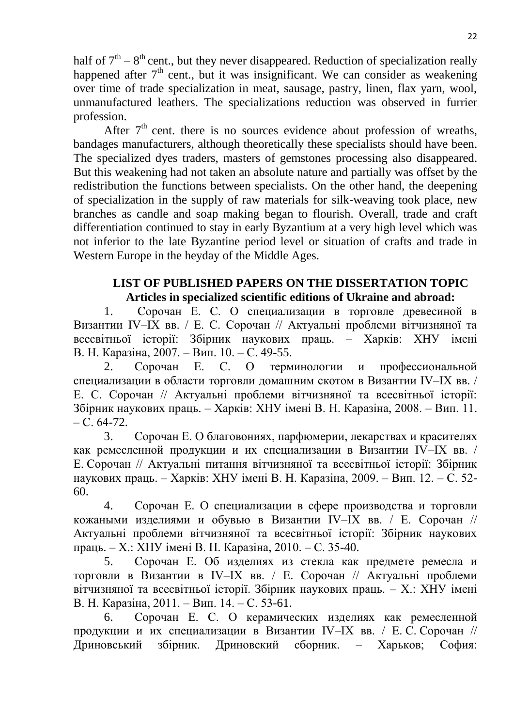half of $7^{th}$ – $8^{th}$ cent., but they never disappeared. Reduction of specialization really happened after $7^{th}$ cent., but it was insignificant. We can consider as weakening over time of trade specialization in meat, sausage, pastry, linen, flax yarn, wool, unmanufactured leathers. The specializations reduction was observed in furrier profession.

After $7^{th}$ cent. there is no sources evidence about profession of wreaths, bandages manufacturers, although theoretically these specialists should have been. The specialized dyes traders, masters of gemstones processing also disappeared. But this weakening had not taken an absolute nature and partially was offset by the redistribution the functions between specialists. On the other hand, the deepening of specialization in the supply of raw materials for silk-weaving took place, new branches as candle and soap making began to flourish. Overall, trade and craft differentiation continued to stay in early Byzantium at a very high level which was not inferior to the late Byzantine period level or situation of crafts and trade in Western Europe in the heyday of the Middle Ages.

## LIST OF PUBLISHED PAPERS ON THE DISSERTATION TOPIC

### Articles in specialized scientific editions of Ukraine and abroad:

1. Сорочан Е. С. О специализации в торговле древесиной в Византии IV–IX вв. / Е. С. Сорочан // Актуальні проблеми вітчизняної та всесвітньої історії: Збірник наукових праць. – Харків: ХНУ імені В. Н. Каразіна, 2007. – Вип. 10. – С. 49-55.

2. Сорочан Е. С. О терминологии и профессиональной специализации в области торговли домашним скотом в Византии IV–IX вв. / Е. С. Сорочан // Актуальні проблеми вітчизняної та всесвітньої історії: Збірник наукових праць. – Харків: ХНУ імені В. Н. Каразіна, 2008. – Вип. 11. – С. 64-72.

3. Сорочан Е. О благовониях, парфюмерии, лекарствах и красителях как ремесленной продукции и их специализации в Византии IV–IX вв. / Е. Сорочан // Актуальні питання вітчизняної та всесвітньої історії: Збірник наукових праць. – Харків: ХНУ імені В. Н. Каразіна, 2009. – Вип. 12. – С. 52-60.

4. Сорочан Е. О специализации в сфере производства и торговли кожаными изделиями и обувью в Византии IV–IX вв. / Е. Сорочан // Актуальні проблеми вітчизняної та всесвітньої історії: Збірник наукових праць. – Х.: ХНУ імені В. Н. Каразіна, 2010. – С. 35-40.

5. Сорочан Е. Об изделиях из стекла как предмете ремесла и торговли в Византии в IV–IX вв. / Е. Сорочан // Актуальні проблеми вітчизняної та всесвітньої історії. Збірник наукових праць. – Х.: ХНУ імені В. Н. Каразіна, 2011. – Вип. 14. – С. 53-61.

6. Сорочан Е. С. О керамических изделиях как ремесленной продукции и их специализации в Византии IV–IX вв. / Е. С. Сорочан // Дриновський збірник. Дриновский сборник. – Харьков; София: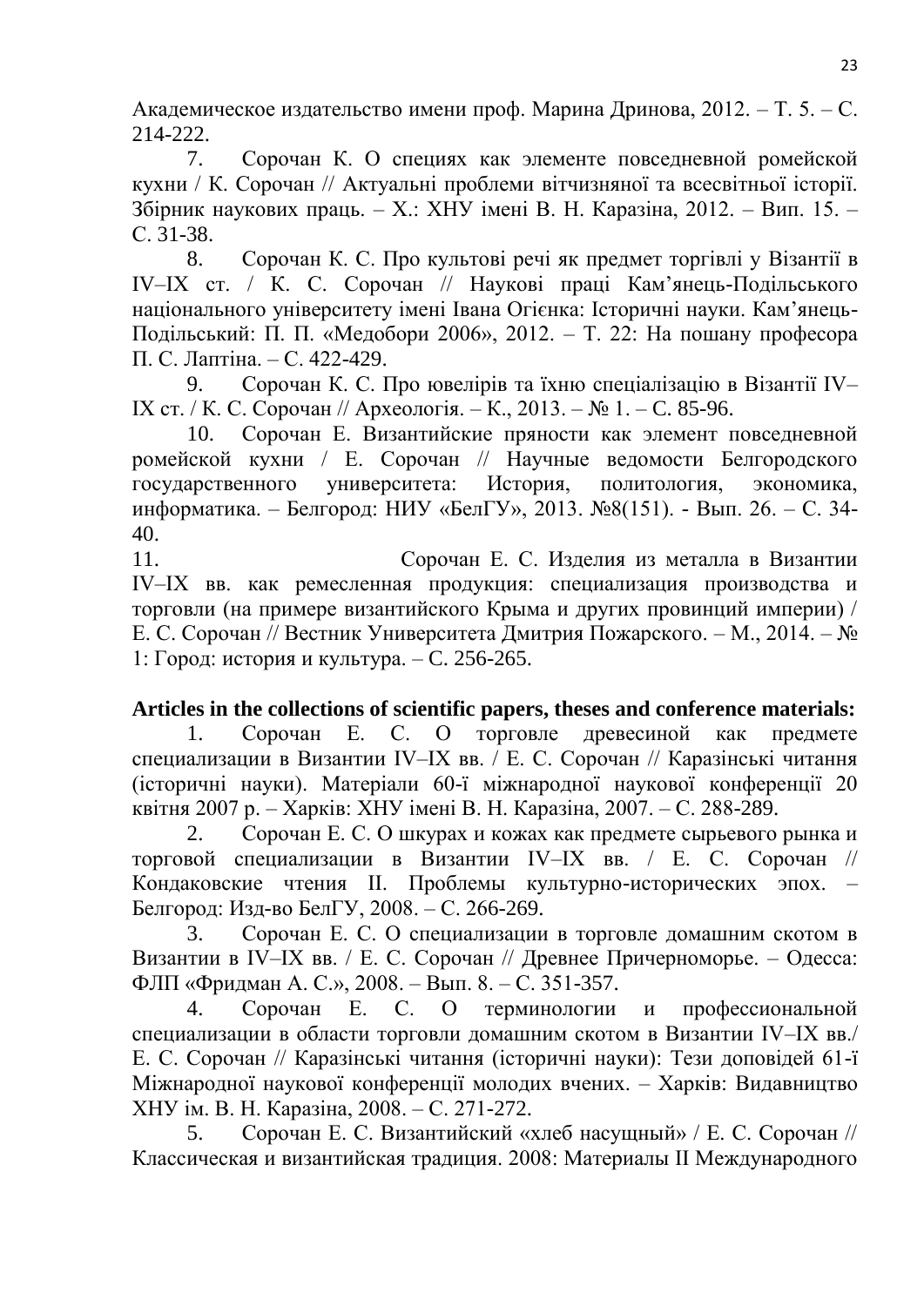Академическое издательство имени проф. Марина Дринова, 2012. – Т. 5. – С. 214-222.

7. Сорочан К. О специях как элементе повседневной ромейской кухни / К. Сорочан // Актуальні проблеми вітчизняної та всесвітньої історії. Збірник наукових праць. – Х.: ХНУ імені В. Н. Каразіна, 2012. – Вип. 15. – С. 31-38.

8. Сорочан К. С. Про культові речі як предмет торгівлі у Візантії в IV–IX ст. / К. С. Сорочан // Наукові праці Кам'янець-Подільського національного університету імені Івана Огієнка: Історичні науки. Кам'янець-Подільський: П. П. «Медобори 2006», 2012. – Т. 22: На пошану професора П. С. Лаптіна. – С. 422-429.

9. Сорочан К. С. Про ювелірів та їхню спеціалізацію в Візантії IV–IX ст. / К. С. Сорочан // Археологія. – К., 2013. – № 1. – С. 85-96.

10. Сорочан Е. Византийские пряности как элемент повседневной ромейской кухни / Е. Сорочан // Научные ведомости Белгородского государственного университета: История, политология, экономика, информатика. – Белгород: НИУ «БелГУ», 2013. №8(151). - Вып. 26. – С. 34-40.

11. Сорочан Е. С. Изделия из металла в Византии IV–IX вв. как ремесленная продукция: специализация производства и торговли (на примере византийского Крыма и других провинций империи) / Е. С. Сорочан // Вестник Университета Дмитрия Пожарского. – М., 2014. – № 1: Город: история и культура. – С. 256-265.

**Articles in the collections of scientific papers, theses and conference materials:**

1. Сорочан Е. С. О торговле древесиной как предмете специализации в Византии IV–IX вв. / Е. С. Сорочан // Каразінські читання (історичні науки). Матеріали 60-ї міжнародної наукової конференції 20 квітня 2007 р. – Харків: ХНУ імені В. Н. Каразіна, 2007. – С. 288-289.

2. Сорочан Е. С. О шкурах и кожах как предмете сырьевого рынка и торговой специализации в Византии IV–IX вв. / Е. С. Сорочан // Кондаковские чтения II. Проблемы культурно-исторических эпох. – Белгород: Изд-во БелГУ, 2008. – С. 266-269.

3. Сорочан Е. С. О специализации в торговле домашним скотом в Византии в IV–IX вв. / Е. С. Сорочан // Древнее Причерноморье. – Одесса: ФЛП «Фридман А. С.», 2008. – Вып. 8. – С. 351-357.

4. Сорочан Е. С. О терминологии и профессиональной специализации в области торговли домашним скотом в Византии IV–IX вв./ Е. С. Сорочан // Каразінські читання (історичні науки): Тези доповідей 61-ї Міжнародної наукової конференції молодих вчених. – Харків: Видавництво ХНУ ім. В. Н. Каразіна, 2008. – С. 271-272.

5. Сорочан Е. С. Византийский «хлеб насущный» / Е. С. Сорочан // Классическая и византийская традиция. 2008: Материалы II Международного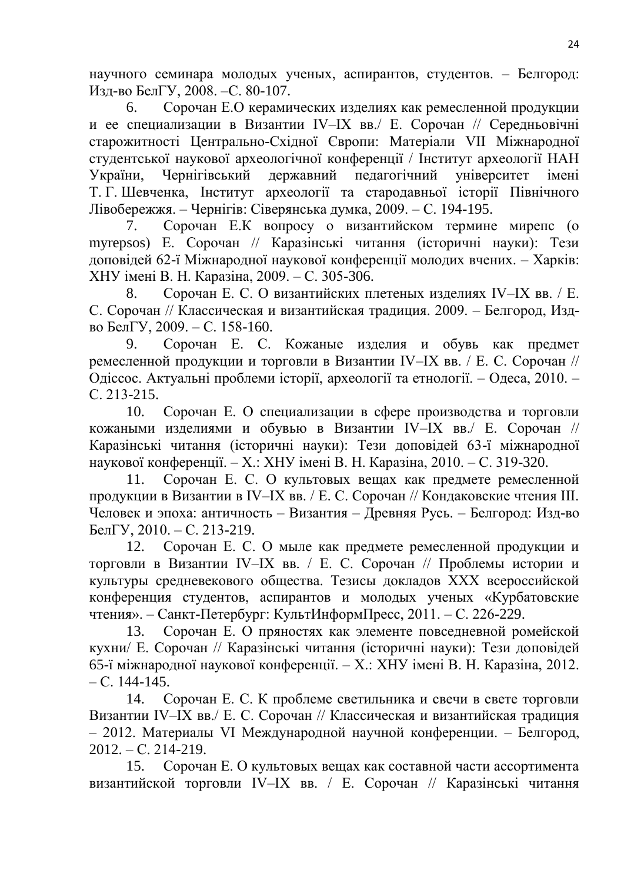научного семинара молодых ученых, аспирантов, студентов. – Белгород: Изд-во БелГУ, 2008. –С. 80-107.

6. Сорочан Е.О керамических изделиях как ремесленной продукции и ее специализации в Византии IV–IX вв./ Е. Сорочан // Середньовічні старожитності Центрально-Східної Європи: Матеріали VII Міжнародної студентської наукової археологічної конференції / Інститут археології НАН України, Чернігівський державний педагогічний університет імені Т. Г. Шевченка, Інститут археології та стародавньої історії Північного Лівобережжя. – Чернігів: Сіверянська думка, 2009. – С. 194-195.

7. Сорочан Е.К вопросу о византийском термине мирепс (о myrepsos) Е. Сорочан // Каразінські читання (історичні науки): Тези доповідей 62-ї Міжнародної наукової конференції молодих вчених. – Харків: ХНУ імені В. Н. Каразіна, 2009. – С. 305-306.

8. Сорочан Е. С. О византийских плетеных изделиях IV–IX вв. / Е. С. Сорочан // Классическая и византийская традиция. 2009. – Белгород, Изд-во БелГУ, 2009. – С. 158-160.

9. Сорочан Е. С. Кожаные изделия и обувь как предмет ремесленной продукции и торговли в Византии IV–IX вв. / Е. С. Сорочан // Одіссос. Актуальні проблеми історії, археології та етнології. – Одеса, 2010. – С. 213-215.

10. Сорочан Е. О специализации в сфере производства и торговли кожаными изделиями и обувью в Византии IV–IX вв./ Е. Сорочан // Каразінські читання (історичні науки): Тези доповідей 63-ї міжнародної наукової конференції. – Х.: ХНУ імені В. Н. Каразіна, 2010. – С. 319-320.

11. Сорочан Е. С. О культовых вещах как предмете ремесленной продукции в Византии в IV–IX вв. / Е. С. Сорочан // Кондаковские чтения III. Человек и эпоха: античность – Византия – Древняя Русь. – Белгород: Изд-во БелГУ, 2010. – С. 213-219.

12. Сорочан Е. С. О мыле как предмете ремесленной продукции и торговли в Византии IV–IX вв. / Е. С. Сорочан // Проблемы истории и культуры средневекового общества. Тезисы докладов XXX всероссийской конференция студентов, аспирантов и молодых ученых «Курбатовские чтения». – Санкт-Петербург: КультИнформПресс, 2011. – С. 226-229.

13. Сорочан Е. О пряностях как элементе повседневной ромейской кухни/ Е. Сорочан // Каразінські читання (історичні науки): Тези доповідей 65-ї міжнародної наукової конференції. – Х.: ХНУ імені В. Н. Каразіна, 2012. – С. 144-145.

14. Сорочан Е. С. К проблеме светильника и свечи в свете торговли Византии IV–IX вв./ Е. С. Сорочан // Классическая и византийская традиция – 2012. Материалы VI Международной научной конференции. – Белгород, 2012. – С. 214-219.

15. Сорочан Е. О культовых вещах как составной части ассортимента византийской торговли IV–IX вв. / Е. Сорочан // Каразінські читання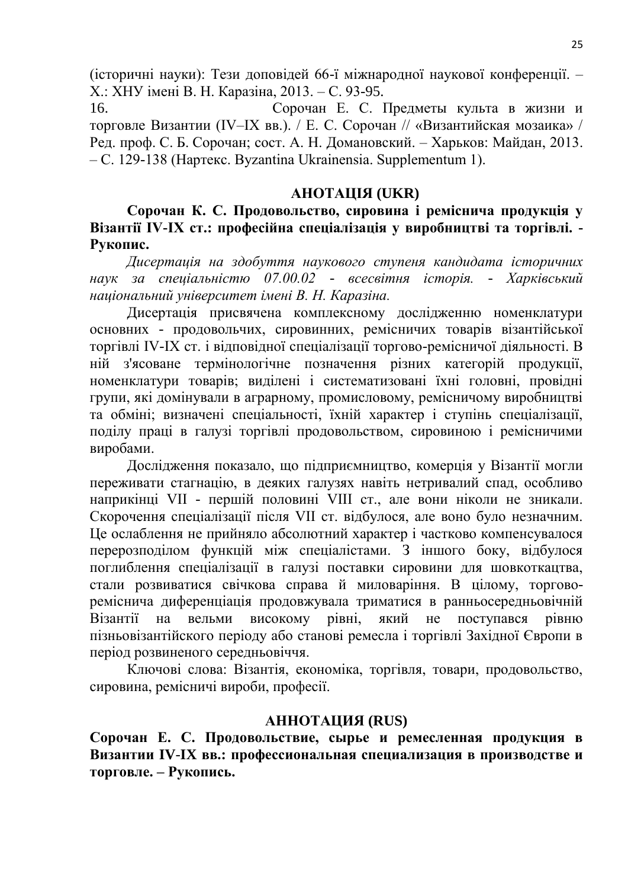(історичні науки): Тези доповідей 66-ї міжнародної наукової конференції. – Х.: ХНУ імені В. Н. Каразіна, 2013. – С. 93-95.

16. Сорочан Е. С. Предметы культа в жизни и торговле Византии (IV–IX вв.). / Е. С. Сорочан // «Византийская мозаика» / Ред. проф. С. Б. Сорочан; сост. А. Н. Домановский. – Харьков: Майдан, 2013. – С. 129-138 (Нартекс. Byzantina Ukrainensia. Supplementum 1).

## АНОТАЦІЯ (UKR)

**Сорочан К. С. Продовольство, сировина і реміснича продукція у Візантії IV-IX ст.: професійна спеціалізація у виробництві та торгівлі. - Рукопис.**

*Дисертація на здобуття наукового ступеня кандидата історичних наук за спеціальністю 07.00.02 - всесвітня історія. - Харківський національний університет імені В. Н. Каразіна.*

Дисертація присвячена комплексному дослідженню номенклатури основних - продовольчих, сировинних, ремісничих товарів візантійської торгівлі IV-IX ст. і відповідної спеціалізації торгово-ремісничої діяльності. В ній з'ясоване термінологічне позначення різних категорій продукції, номенклатури товарів; виділені і систематизовані їхні головні, провідні групи, які домінували в аграрному, промисловому, ремісничому виробництві та обміні; визначені спеціальності, їхній характер і ступінь спеціалізації, поділу праці в галузі торгівлі продовольством, сировиною і ремісничими виробами.

Дослідження показало, що підприємництво, комерція у Візантії могли переживати стагнацію, в деяких галузях навіть нетривалий спад, особливо наприкінці VII - першій половині VIII ст., але вони ніколи не зникали. Скорочення спеціалізації після VII ст. відбулося, але воно було незначним. Це ослаблення не прийняло абсолютний характер і частково компенсувалося перерозподілом функцій між спеціалістами. З іншого боку, відбулося поглиблення спеціалізації в галузі поставки сировини для шовкоткацтва, стали розвиватися свічкова справа й миловаріння. В цілому, торгово-реміснича диференціація продовжувала триматися в ранньосередньовічній Візантії на вельми високому рівні, який не поступався рівню пізньовізантійского періоду або станові ремесла і торгівлі Західної Європи в період розвиненого середньовіччя.

Ключові слова: Візантія, економіка, торгівля, товари, продовольство, сировина, ремісничі вироби, професії.

## АННОТАЦИЯ (RUS)

**Сорочан Е. С. Продовольствие, сырье и ремесленная продукция в Византии IV-IX вв.: профессиональная специализация в производстве и торговле. – Рукопись.**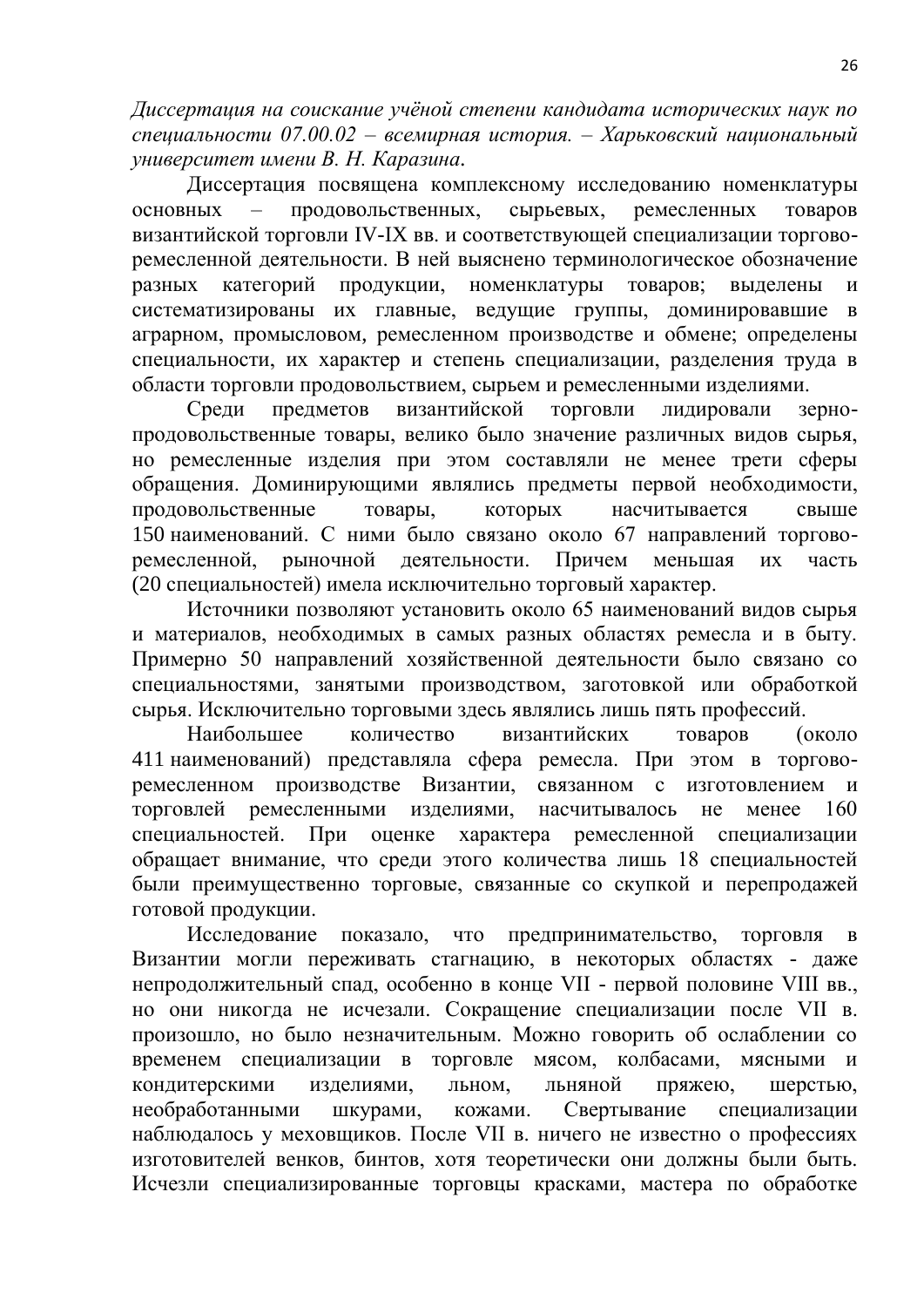*Диссертация на соискание учёной степени кандидата исторических наук по специальности 07.00.02 – всемирная история. – Харьковский национальный университет имени В. Н. Каразина.*

Диссертация посвящена комплексному исследованию номенклатуры основных – продовольственных, сырьевых, ремесленных товаров византийской торговли IV-IX вв. и соответствующей специализации торгово-ремесленной деятельности. В ней выяснено терминологическое обозначение разных категорий продукции, номенклатуры товаров; выделены и систематизированы их главные, ведущие группы, доминировавшие в аграрном, промысловом, ремесленном производстве и обмене; определены специальности, их характер и степень специализации, разделения труда в области торговли продовольствием, сырьем и ремесленными изделиями.

Среди предметов византийской торговли лидировали зерно-продовольственные товары, велико было значение различных видов сырья, но ремесленные изделия при этом составляли не менее трети сферы обращения. Доминирующими являлись предметы первой необходимости, продовольственные товары, которых насчитывается свыше 150 наименований. С ними было связано около 67 направлений торгово-ремесленной, рыночной деятельности. Причем меньшая их часть (20 специальностей) имела исключительно торговый характер.

Источники позволяют установить около 65 наименований видов сырья и материалов, необходимых в самых разных областях ремесла и в быту. Примерно 50 направлений хозяйственной деятельности было связано со специальностями, занятыми производством, заготовкой или обработкой сырья. Исключительно торговыми здесь являлись лишь пять профессий.

Наибольшее количество византийских товаров (около 411 наименований) представляла сфера ремесла. При этом в торгово-ремесленном производстве Византии, связанном с изготовлением и торговлей ремесленными изделиями, насчитывалось не менее 160 специальностей. При оценке характера ремесленной специализации обращает внимание, что среди этого количества лишь 18 специальностей были преимущественно торговые, связанные со скупкой и перепродажей готовой продукции.

Исследование показало, что предпринимательство, торговля в Византии могли переживать стагнацию, в некоторых областях - даже непродолжительный спад, особенно в конце VII - первой половине VIII вв., но они никогда не исчезали. Сокращение специализации после VII в. произошло, но было незначительным. Можно говорить об ослаблении со временем специализации в торговле мясом, колбасами, мясными и кондитерскими изделиями, льном, льняной пряжею, шерстью, необработанными шкурами, кожами. Свертывание специализации наблюдалось у меховщиков. После VII в. ничего не известно о профессиях изготовителей венков, бинтов, хотя теоретически они должны были быть. Исчезли специализированные торговцы красками, мастера по обработке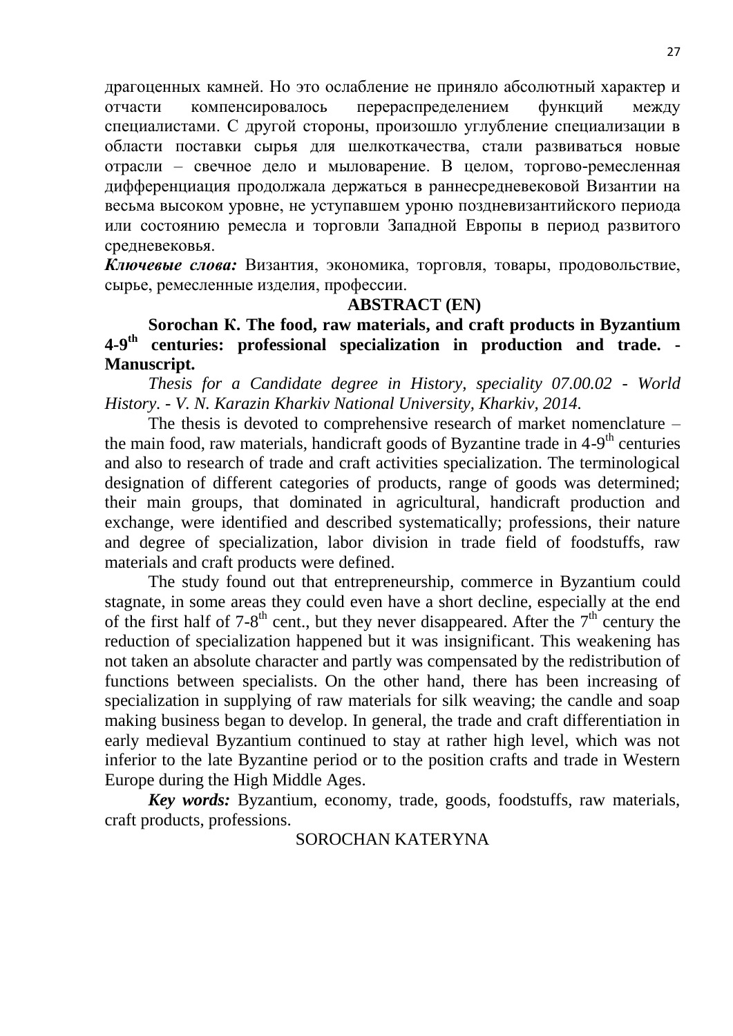драгоценных камней. Но это ослабление не приняло абсолютный характер и отчасти компенсировалось перераспределением функций между специалистами. С другой стороны, произошло углубление специализации в области поставки сырья для шелкоткачества, стали развиваться новые отрасли – свечное дело и мыловарение. В целом, торгово-ремесленная дифференциация продолжала держаться в раннесредневековой Византии на весьма высоком уровне, не уступавшем уроню поздневизантийского периода или состоянию ремесла и торговли Западной Европы в период развитого средневековья.

***Ключевые слова:*** Византия, экономика, торговля, товары, продовольствие, сырье, ремесленные изделия, профессии.

**ABSTRACT (EN)**

**Sorochan K. The food, raw materials, and craft products in Byzantium 4-9th centuries: professional specialization in production and trade. - Manuscript.**

*Thesis for a Candidate degree in History, speciality 07.00.02 - World History. - V. N. Karazin Kharkiv National University, Kharkiv, 2014.*

The thesis is devoted to comprehensive research of market nomenclature – the main food, raw materials, handicraft goods of Byzantine trade in 4-9th centuries and also to research of trade and craft activities specialization. The terminological designation of different categories of products, range of goods was determined; their main groups, that dominated in agricultural, handicraft production and exchange, were identified and described systematically; professions, their nature and degree of specialization, labor division in trade field of foodstuffs, raw materials and craft products were defined.

The study found out that entrepreneurship, commerce in Byzantium could stagnate, in some areas they could even have a short decline, especially at the end of the first half of 7-8th cent., but they never disappeared. After the 7th century the reduction of specialization happened but it was insignificant. This weakening has not taken an absolute character and partly was compensated by the redistribution of functions between specialists. On the other hand, there has been increasing of specialization in supplying of raw materials for silk weaving; the candle and soap making business began to develop. In general, the trade and craft differentiation in early medieval Byzantium continued to stay at rather high level, which was not inferior to the late Byzantine period or to the position crafts and trade in Western Europe during the High Middle Ages.

***Key words:*** Byzantium, economy, trade, goods, foodstuffs, raw materials, craft products, professions.

SOROCHAN KATERYNA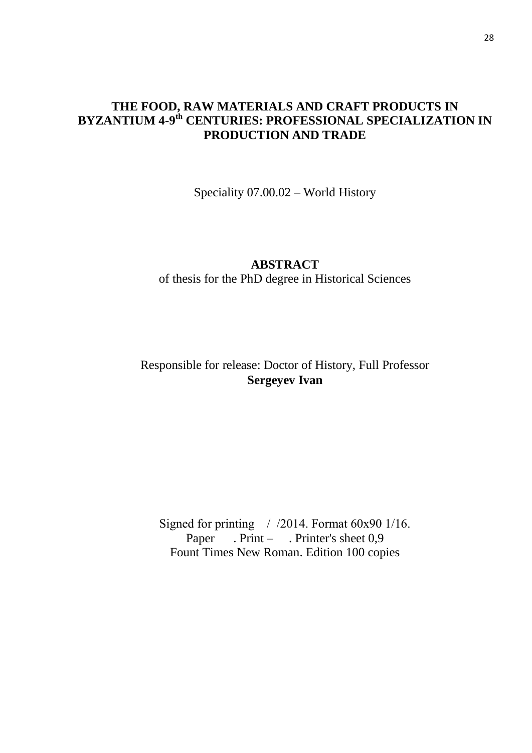**THE FOOD, RAW MATERIALS AND CRAFT PRODUCTS IN BYZANTIUM 4-9th CENTURIES: PROFESSIONAL SPECIALIZATION IN PRODUCTION AND TRADE**

Speciality 07.00.02 – World History

**ABSTRACT**

of thesis for the PhD degree in Historical Sciences

Responsible for release: Doctor of History, Full Professor
**Sergeyev Ivan**

Signed for printing / /2014. Format 60x90 1/16.
Paper . Print – . Printer's sheet 0,9
Fount Times New Roman. Edition 100 copies